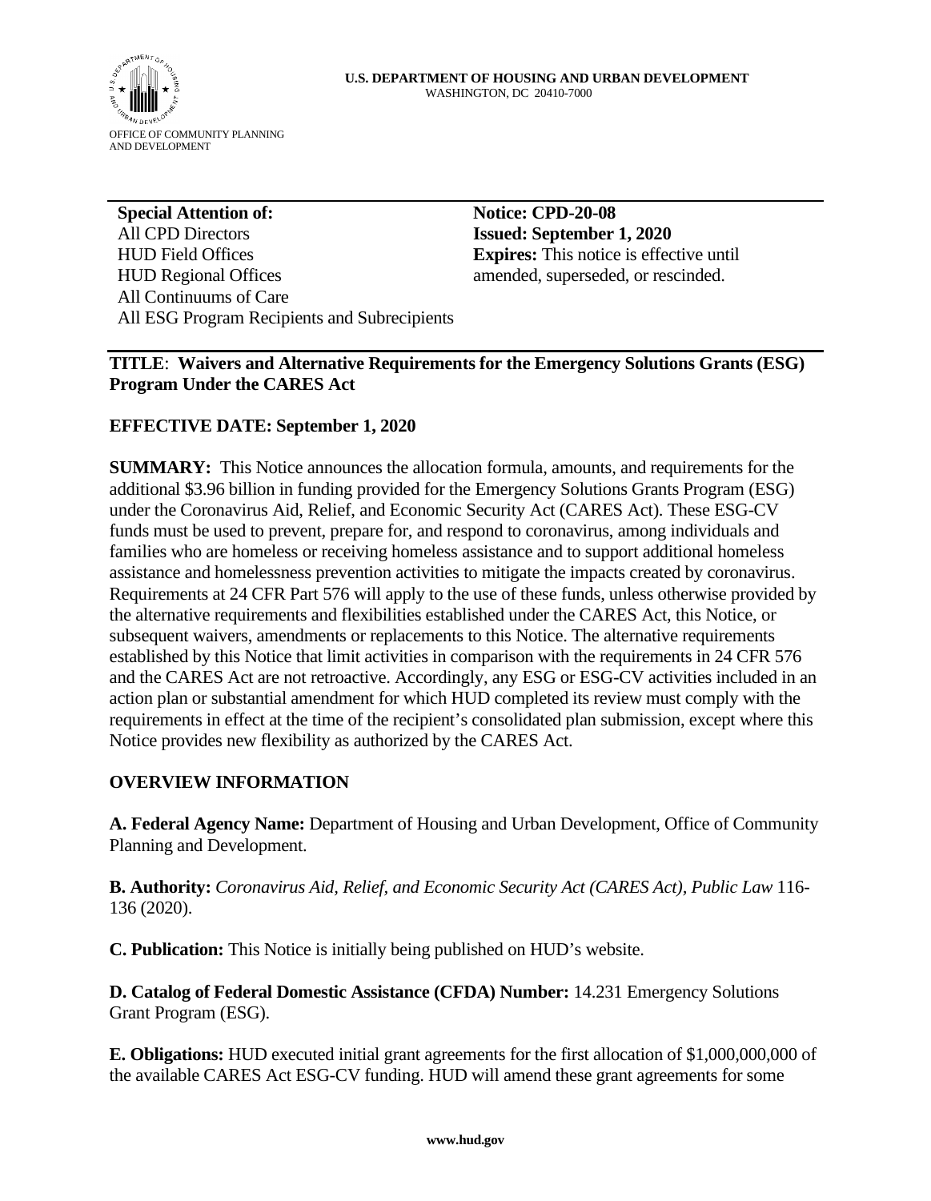**U.S. DEPARTMENT OF HOUSING AND URBAN DEVELOPMENT**
WASHINGTON, DC 20410-7000

OFFICE OF COMMUNITY PLANNING AND DEVELOPMENT

**Special Attention of:**
All CPD Directors
HUD Field Offices
HUD Regional Offices
All Continuums of Care
All ESG Program Recipients and Subrecipients

**Notice: CPD-20-08**
**Issued: September 1, 2020**
**Expires:** This notice is effective until amended, superseded, or rescinded.

**TITLE**: **Waivers and Alternative Requirements for the Emergency Solutions Grants (ESG) Program Under the CARES Act**

**EFFECTIVE DATE: September 1, 2020**

**SUMMARY:** This Notice announces the allocation formula, amounts, and requirements for the additional $3.96 billion in funding provided for the Emergency Solutions Grants Program (ESG) under the Coronavirus Aid, Relief, and Economic Security Act (CARES Act). These ESG-CV funds must be used to prevent, prepare for, and respond to coronavirus, among individuals and families who are homeless or receiving homeless assistance and to support additional homeless assistance and homelessness prevention activities to mitigate the impacts created by coronavirus. Requirements at 24 CFR Part 576 will apply to the use of these funds, unless otherwise provided by the alternative requirements and flexibilities established under the CARES Act, this Notice, or subsequent waivers, amendments or replacements to this Notice. The alternative requirements established by this Notice that limit activities in comparison with the requirements in 24 CFR 576 and the CARES Act are not retroactive. Accordingly, any ESG or ESG-CV activities included in an action plan or substantial amendment for which HUD completed its review must comply with the requirements in effect at the time of the recipient's consolidated plan submission, except where this Notice provides new flexibility as authorized by the CARES Act.

## OVERVIEW INFORMATION

**A. Federal Agency Name:** Department of Housing and Urban Development, Office of Community Planning and Development.

**B. Authority:** *Coronavirus Aid, Relief, and Economic Security Act (CARES Act), Public Law* 116-136 (2020).

**C. Publication:** This Notice is initially being published on HUD's website.

**D. Catalog of Federal Domestic Assistance (CFDA) Number:** 14.231 Emergency Solutions Grant Program (ESG).

**E. Obligations:** HUD executed initial grant agreements for the first allocation of $1,000,000,000 of the available CARES Act ESG-CV funding. HUD will amend these grant agreements for some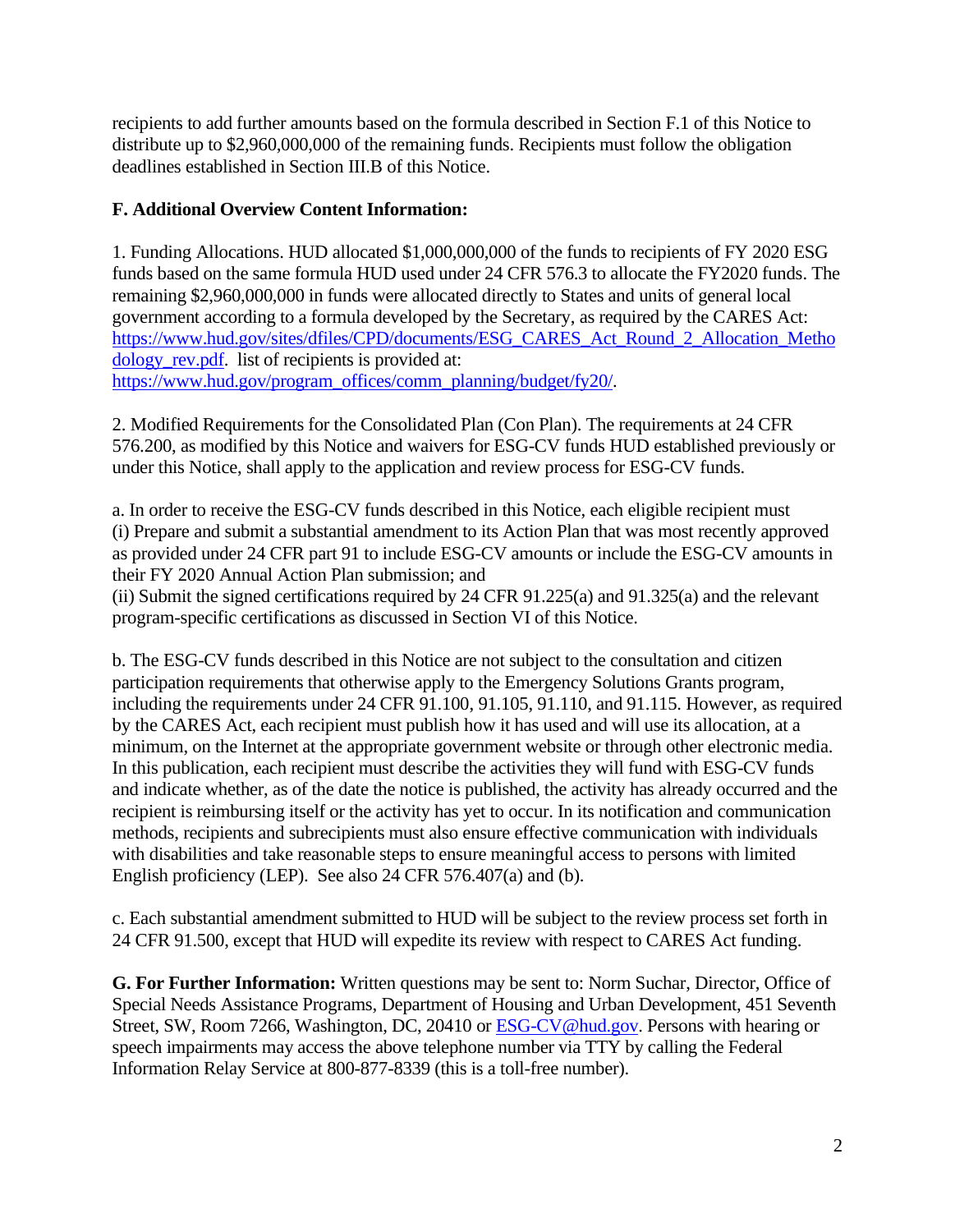recipients to add further amounts based on the formula described in Section F.1 of this Notice to distribute up to $2,960,000,000 of the remaining funds. Recipients must follow the obligation deadlines established in Section III.B of this Notice.

**F. Additional Overview Content Information:**

1. Funding Allocations. HUD allocated $1,000,000,000 of the funds to recipients of FY 2020 ESG funds based on the same formula HUD used under 24 CFR 576.3 to allocate the FY2020 funds. The remaining $2,960,000,000 in funds were allocated directly to States and units of general local government according to a formula developed by the Secretary, as required by the CARES Act: https://www.hud.gov/sites/dfiles/CPD/documents/ESG_CARES_Act_Round_2_Allocation_Methodology_rev.pdf. list of recipients is provided at: https://www.hud.gov/program_offices/comm_planning/budget/fy20/.

2. Modified Requirements for the Consolidated Plan (Con Plan). The requirements at 24 CFR 576.200, as modified by this Notice and waivers for ESG-CV funds HUD established previously or under this Notice, shall apply to the application and review process for ESG-CV funds.

a. In order to receive the ESG-CV funds described in this Notice, each eligible recipient must
(i) Prepare and submit a substantial amendment to its Action Plan that was most recently approved as provided under 24 CFR part 91 to include ESG-CV amounts or include the ESG-CV amounts in their FY 2020 Annual Action Plan submission; and
(ii) Submit the signed certifications required by 24 CFR 91.225(a) and 91.325(a) and the relevant program-specific certifications as discussed in Section VI of this Notice.

b. The ESG-CV funds described in this Notice are not subject to the consultation and citizen participation requirements that otherwise apply to the Emergency Solutions Grants program, including the requirements under 24 CFR 91.100, 91.105, 91.110, and 91.115. However, as required by the CARES Act, each recipient must publish how it has used and will use its allocation, at a minimum, on the Internet at the appropriate government website or through other electronic media. In this publication, each recipient must describe the activities they will fund with ESG-CV funds and indicate whether, as of the date the notice is published, the activity has already occurred and the recipient is reimbursing itself or the activity has yet to occur. In its notification and communication methods, recipients and subrecipients must also ensure effective communication with individuals with disabilities and take reasonable steps to ensure meaningful access to persons with limited English proficiency (LEP). See also 24 CFR 576.407(a) and (b).

c. Each substantial amendment submitted to HUD will be subject to the review process set forth in 24 CFR 91.500, except that HUD will expedite its review with respect to CARES Act funding.

**G. For Further Information:** Written questions may be sent to: Norm Suchar, Director, Office of Special Needs Assistance Programs, Department of Housing and Urban Development, 451 Seventh Street, SW, Room 7266, Washington, DC, 20410 or ESG-CV@hud.gov. Persons with hearing or speech impairments may access the above telephone number via TTY by calling the Federal Information Relay Service at 800-877-8339 (this is a toll-free number).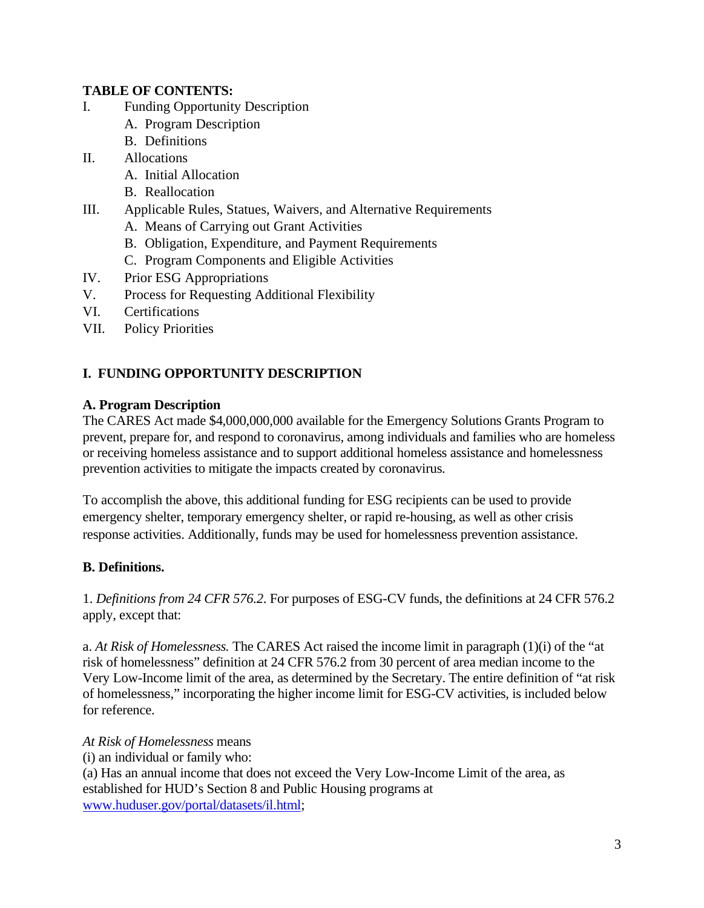**TABLE OF CONTENTS:**

I. Funding Opportunity Description
   - A. Program Description
   - B. Definitions

II. Allocations
   - A. Initial Allocation
   - B. Reallocation

III. Applicable Rules, Statues, Waivers, and Alternative Requirements
   - A. Means of Carrying out Grant Activities
   - B. Obligation, Expenditure, and Payment Requirements
   - C. Program Components and Eligible Activities

IV. Prior ESG Appropriations

V. Process for Requesting Additional Flexibility

VI. Certifications

VII. Policy Priorities

## I. FUNDING OPPORTUNITY DESCRIPTION

### A. Program Description

The CARES Act made $4,000,000,000 available for the Emergency Solutions Grants Program to prevent, prepare for, and respond to coronavirus, among individuals and families who are homeless or receiving homeless assistance and to support additional homeless assistance and homelessness prevention activities to mitigate the impacts created by coronavirus.

To accomplish the above, this additional funding for ESG recipients can be used to provide emergency shelter, temporary emergency shelter, or rapid re-housing, as well as other crisis response activities. Additionally, funds may be used for homelessness prevention assistance.

### B. Definitions.

1. *Definitions from 24 CFR 576.2*. For purposes of ESG-CV funds, the definitions at 24 CFR 576.2 apply, except that:

a. *At Risk of Homelessness.* The CARES Act raised the income limit in paragraph (1)(i) of the "at risk of homelessness" definition at 24 CFR 576.2 from 30 percent of area median income to the Very Low-Income limit of the area, as determined by the Secretary. The entire definition of "at risk of homelessness," incorporating the higher income limit for ESG-CV activities, is included below for reference.

*At Risk of Homelessness* means

(i) an individual or family who:

(a) Has an annual income that does not exceed the Very Low-Income Limit of the area, as established for HUD's Section 8 and Public Housing programs at www.huduser.gov/portal/datasets/il.html;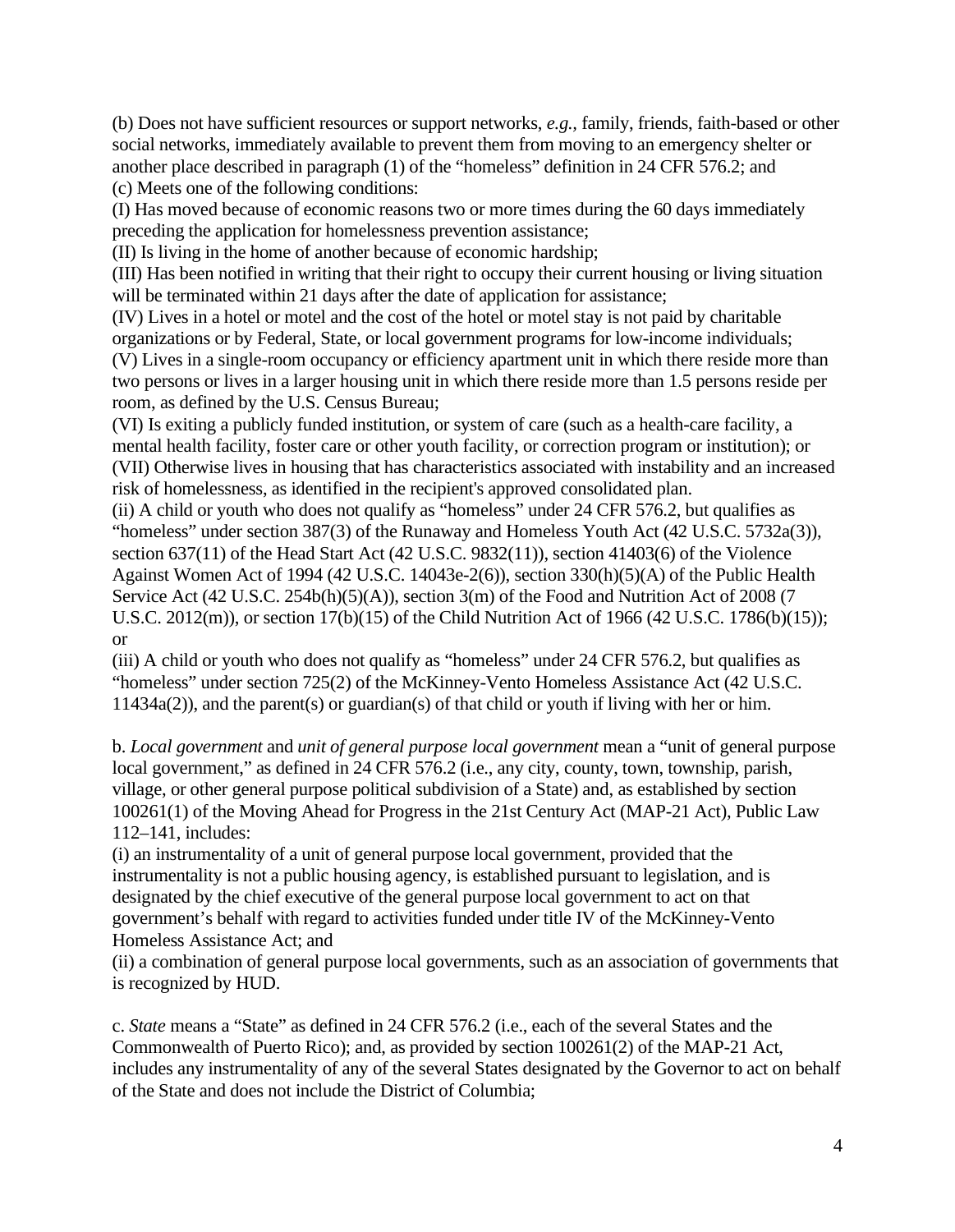(b) Does not have sufficient resources or support networks, *e.g.*, family, friends, faith-based or other social networks, immediately available to prevent them from moving to an emergency shelter or another place described in paragraph (1) of the "homeless" definition in 24 CFR 576.2; and
(c) Meets one of the following conditions:
(I) Has moved because of economic reasons two or more times during the 60 days immediately preceding the application for homelessness prevention assistance;
(II) Is living in the home of another because of economic hardship;
(III) Has been notified in writing that their right to occupy their current housing or living situation will be terminated within 21 days after the date of application for assistance;
(IV) Lives in a hotel or motel and the cost of the hotel or motel stay is not paid by charitable organizations or by Federal, State, or local government programs for low-income individuals;
(V) Lives in a single-room occupancy or efficiency apartment unit in which there reside more than two persons or lives in a larger housing unit in which there reside more than 1.5 persons reside per room, as defined by the U.S. Census Bureau;
(VI) Is exiting a publicly funded institution, or system of care (such as a health-care facility, a mental health facility, foster care or other youth facility, or correction program or institution); or
(VII) Otherwise lives in housing that has characteristics associated with instability and an increased risk of homelessness, as identified in the recipient's approved consolidated plan.
(ii) A child or youth who does not qualify as "homeless" under 24 CFR 576.2, but qualifies as "homeless" under section 387(3) of the Runaway and Homeless Youth Act (42 U.S.C. 5732a(3)), section 637(11) of the Head Start Act (42 U.S.C. 9832(11)), section 41403(6) of the Violence Against Women Act of 1994 (42 U.S.C. 14043e-2(6)), section 330(h)(5)(A) of the Public Health Service Act (42 U.S.C. 254b(h)(5)(A)), section 3(m) of the Food and Nutrition Act of 2008 (7 U.S.C. 2012(m)), or section 17(b)(15) of the Child Nutrition Act of 1966 (42 U.S.C. 1786(b)(15)); or
(iii) A child or youth who does not qualify as "homeless" under 24 CFR 576.2, but qualifies as "homeless" under section 725(2) of the McKinney-Vento Homeless Assistance Act (42 U.S.C. 11434a(2)), and the parent(s) or guardian(s) of that child or youth if living with her or him.

b. *Local government* and *unit of general purpose local government* mean a "unit of general purpose local government," as defined in 24 CFR 576.2 (i.e., any city, county, town, township, parish, village, or other general purpose political subdivision of a State) and, as established by section 100261(1) of the Moving Ahead for Progress in the 21st Century Act (MAP-21 Act), Public Law 112–141, includes:
(i) an instrumentality of a unit of general purpose local government, provided that the instrumentality is not a public housing agency, is established pursuant to legislation, and is designated by the chief executive of the general purpose local government to act on that government's behalf with regard to activities funded under title IV of the McKinney-Vento Homeless Assistance Act; and
(ii) a combination of general purpose local governments, such as an association of governments that is recognized by HUD.

c. *State* means a "State" as defined in 24 CFR 576.2 (i.e., each of the several States and the Commonwealth of Puerto Rico); and, as provided by section 100261(2) of the MAP-21 Act, includes any instrumentality of any of the several States designated by the Governor to act on behalf of the State and does not include the District of Columbia;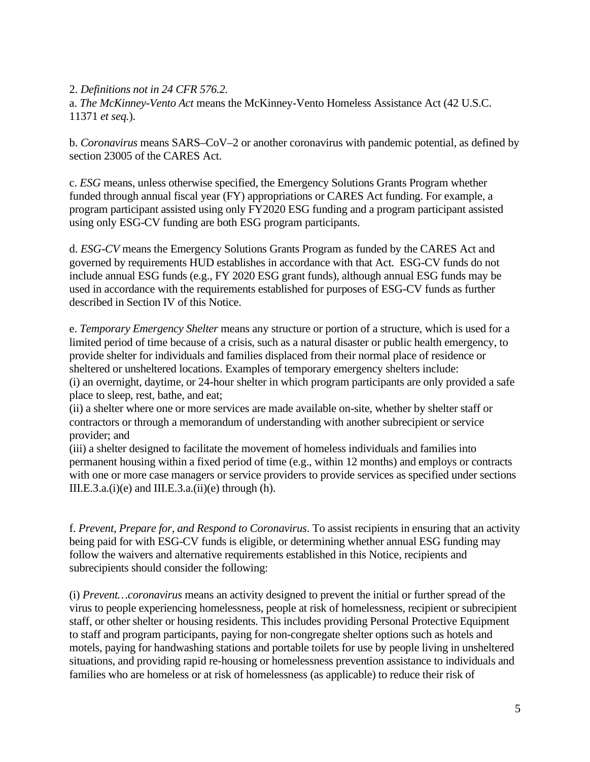2. *Definitions not in 24 CFR 576.2.*

a. *The McKinney-Vento Act* means the McKinney-Vento Homeless Assistance Act (42 U.S.C. 11371 *et seq.*).

b. *Coronavirus* means SARS–CoV–2 or another coronavirus with pandemic potential, as defined by section 23005 of the CARES Act.

c. *ESG* means, unless otherwise specified, the Emergency Solutions Grants Program whether funded through annual fiscal year (FY) appropriations or CARES Act funding. For example, a program participant assisted using only FY2020 ESG funding and a program participant assisted using only ESG-CV funding are both ESG program participants.

d. *ESG-CV* means the Emergency Solutions Grants Program as funded by the CARES Act and governed by requirements HUD establishes in accordance with that Act. ESG-CV funds do not include annual ESG funds (e.g., FY 2020 ESG grant funds), although annual ESG funds may be used in accordance with the requirements established for purposes of ESG-CV funds as further described in Section IV of this Notice.

e. *Temporary Emergency Shelter* means any structure or portion of a structure, which is used for a limited period of time because of a crisis, such as a natural disaster or public health emergency, to provide shelter for individuals and families displaced from their normal place of residence or sheltered or unsheltered locations. Examples of temporary emergency shelters include:
(i) an overnight, daytime, or 24-hour shelter in which program participants are only provided a safe place to sleep, rest, bathe, and eat;
(ii) a shelter where one or more services are made available on-site, whether by shelter staff or contractors or through a memorandum of understanding with another subrecipient or service provider; and
(iii) a shelter designed to facilitate the movement of homeless individuals and families into permanent housing within a fixed period of time (e.g., within 12 months) and employs or contracts with one or more case managers or service providers to provide services as specified under sections III.E.3.a.(i)(e) and III.E.3.a.(ii)(e) through (h).

f. *Prevent, Prepare for, and Respond to Coronavirus*. To assist recipients in ensuring that an activity being paid for with ESG-CV funds is eligible, or determining whether annual ESG funding may follow the waivers and alternative requirements established in this Notice, recipients and subrecipients should consider the following:

(i) *Prevent…coronavirus* means an activity designed to prevent the initial or further spread of the virus to people experiencing homelessness, people at risk of homelessness, recipient or subrecipient staff, or other shelter or housing residents. This includes providing Personal Protective Equipment to staff and program participants, paying for non-congregate shelter options such as hotels and motels, paying for handwashing stations and portable toilets for use by people living in unsheltered situations, and providing rapid re-housing or homelessness prevention assistance to individuals and families who are homeless or at risk of homelessness (as applicable) to reduce their risk of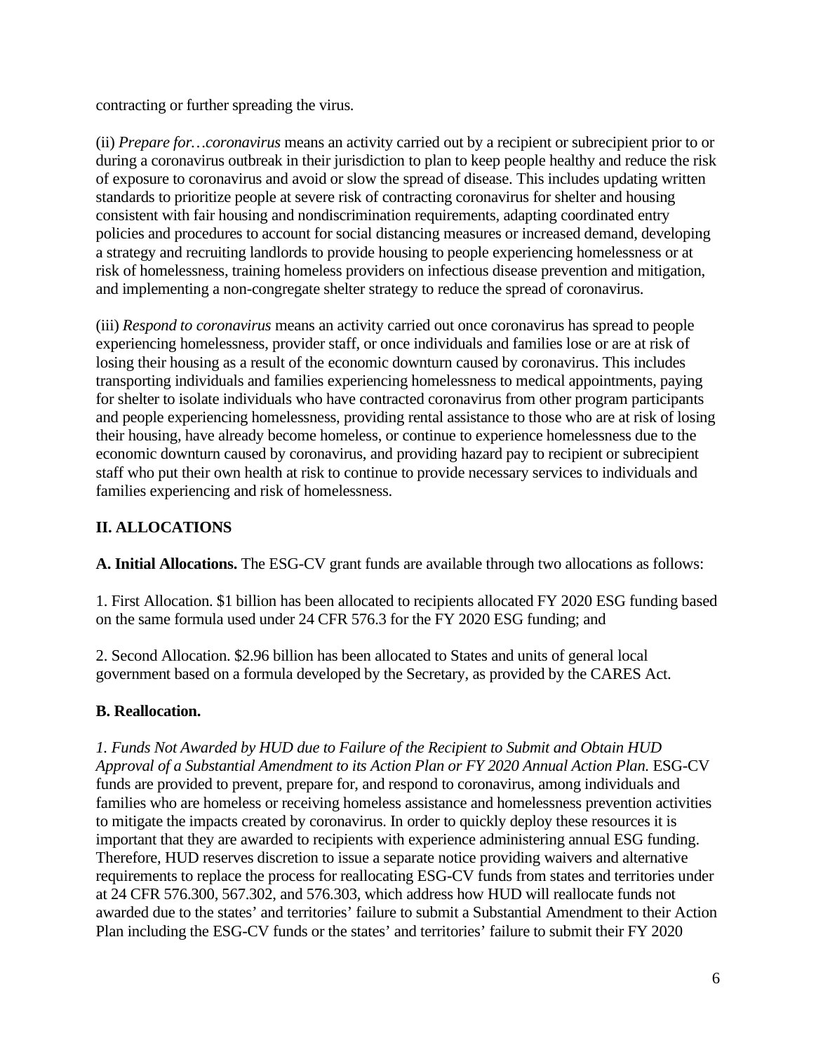contracting or further spreading the virus.

(ii) *Prepare for…coronavirus* means an activity carried out by a recipient or subrecipient prior to or during a coronavirus outbreak in their jurisdiction to plan to keep people healthy and reduce the risk of exposure to coronavirus and avoid or slow the spread of disease. This includes updating written standards to prioritize people at severe risk of contracting coronavirus for shelter and housing consistent with fair housing and nondiscrimination requirements, adapting coordinated entry policies and procedures to account for social distancing measures or increased demand, developing a strategy and recruiting landlords to provide housing to people experiencing homelessness or at risk of homelessness, training homeless providers on infectious disease prevention and mitigation, and implementing a non-congregate shelter strategy to reduce the spread of coronavirus.

(iii) *Respond to coronavirus* means an activity carried out once coronavirus has spread to people experiencing homelessness, provider staff, or once individuals and families lose or are at risk of losing their housing as a result of the economic downturn caused by coronavirus. This includes transporting individuals and families experiencing homelessness to medical appointments, paying for shelter to isolate individuals who have contracted coronavirus from other program participants and people experiencing homelessness, providing rental assistance to those who are at risk of losing their housing, have already become homeless, or continue to experience homelessness due to the economic downturn caused by coronavirus, and providing hazard pay to recipient or subrecipient staff who put their own health at risk to continue to provide necessary services to individuals and families experiencing and risk of homelessness.

## II. ALLOCATIONS

**A. Initial Allocations.** The ESG-CV grant funds are available through two allocations as follows:

1. First Allocation. $1 billion has been allocated to recipients allocated FY 2020 ESG funding based on the same formula used under 24 CFR 576.3 for the FY 2020 ESG funding; and

2. Second Allocation. $2.96 billion has been allocated to States and units of general local government based on a formula developed by the Secretary, as provided by the CARES Act.

**B. Reallocation.**

*1. Funds Not Awarded by HUD due to Failure of the Recipient to Submit and Obtain HUD Approval of a Substantial Amendment to its Action Plan or FY 2020 Annual Action Plan.* ESG-CV funds are provided to prevent, prepare for, and respond to coronavirus, among individuals and families who are homeless or receiving homeless assistance and homelessness prevention activities to mitigate the impacts created by coronavirus. In order to quickly deploy these resources it is important that they are awarded to recipients with experience administering annual ESG funding. Therefore, HUD reserves discretion to issue a separate notice providing waivers and alternative requirements to replace the process for reallocating ESG-CV funds from states and territories under at 24 CFR 576.300, 567.302, and 576.303, which address how HUD will reallocate funds not awarded due to the states' and territories' failure to submit a Substantial Amendment to their Action Plan including the ESG-CV funds or the states' and territories' failure to submit their FY 2020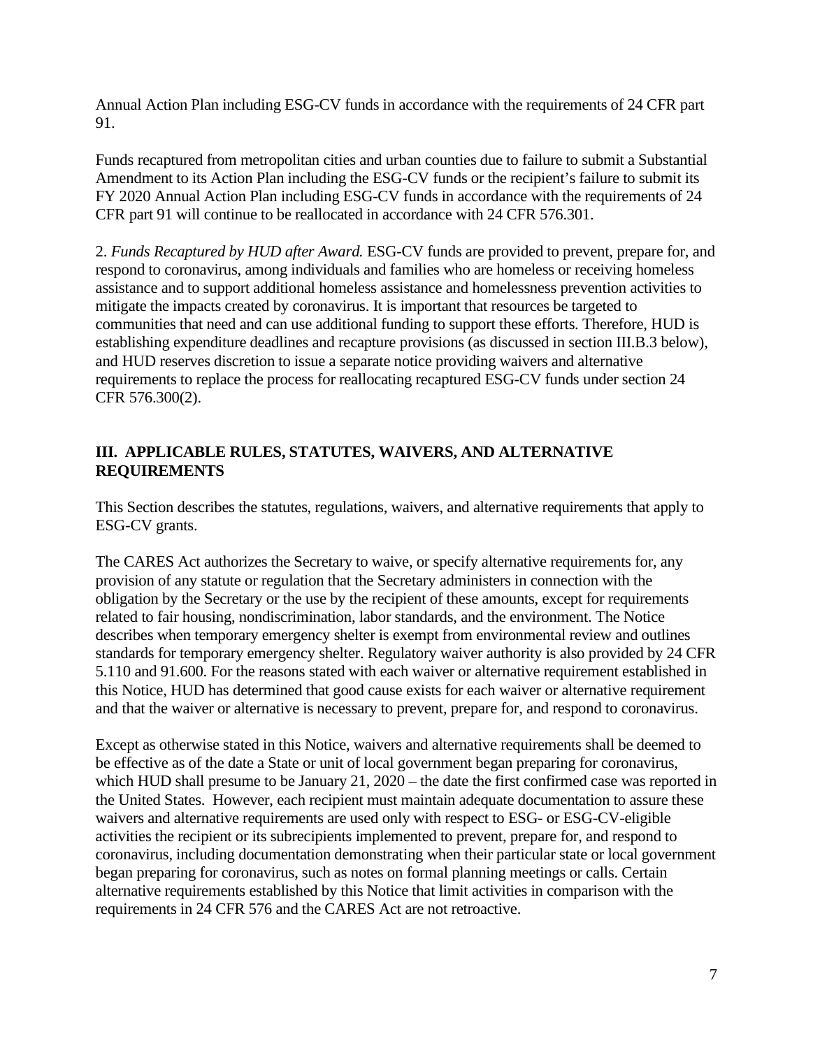Annual Action Plan including ESG-CV funds in accordance with the requirements of 24 CFR part 91.

Funds recaptured from metropolitan cities and urban counties due to failure to submit a Substantial Amendment to its Action Plan including the ESG-CV funds or the recipient's failure to submit its FY 2020 Annual Action Plan including ESG-CV funds in accordance with the requirements of 24 CFR part 91 will continue to be reallocated in accordance with 24 CFR 576.301.

2. *Funds Recaptured by HUD after Award.* ESG-CV funds are provided to prevent, prepare for, and respond to coronavirus, among individuals and families who are homeless or receiving homeless assistance and to support additional homeless assistance and homelessness prevention activities to mitigate the impacts created by coronavirus. It is important that resources be targeted to communities that need and can use additional funding to support these efforts. Therefore, HUD is establishing expenditure deadlines and recapture provisions (as discussed in section III.B.3 below), and HUD reserves discretion to issue a separate notice providing waivers and alternative requirements to replace the process for reallocating recaptured ESG-CV funds under section 24 CFR 576.300(2).

## III. APPLICABLE RULES, STATUTES, WAIVERS, AND ALTERNATIVE REQUIREMENTS

This Section describes the statutes, regulations, waivers, and alternative requirements that apply to ESG-CV grants.

The CARES Act authorizes the Secretary to waive, or specify alternative requirements for, any provision of any statute or regulation that the Secretary administers in connection with the obligation by the Secretary or the use by the recipient of these amounts, except for requirements related to fair housing, nondiscrimination, labor standards, and the environment. The Notice describes when temporary emergency shelter is exempt from environmental review and outlines standards for temporary emergency shelter. Regulatory waiver authority is also provided by 24 CFR 5.110 and 91.600. For the reasons stated with each waiver or alternative requirement established in this Notice, HUD has determined that good cause exists for each waiver or alternative requirement and that the waiver or alternative is necessary to prevent, prepare for, and respond to coronavirus.

Except as otherwise stated in this Notice, waivers and alternative requirements shall be deemed to be effective as of the date a State or unit of local government began preparing for coronavirus, which HUD shall presume to be January 21, 2020 – the date the first confirmed case was reported in the United States. However, each recipient must maintain adequate documentation to assure these waivers and alternative requirements are used only with respect to ESG- or ESG-CV-eligible activities the recipient or its subrecipients implemented to prevent, prepare for, and respond to coronavirus, including documentation demonstrating when their particular state or local government began preparing for coronavirus, such as notes on formal planning meetings or calls. Certain alternative requirements established by this Notice that limit activities in comparison with the requirements in 24 CFR 576 and the CARES Act are not retroactive.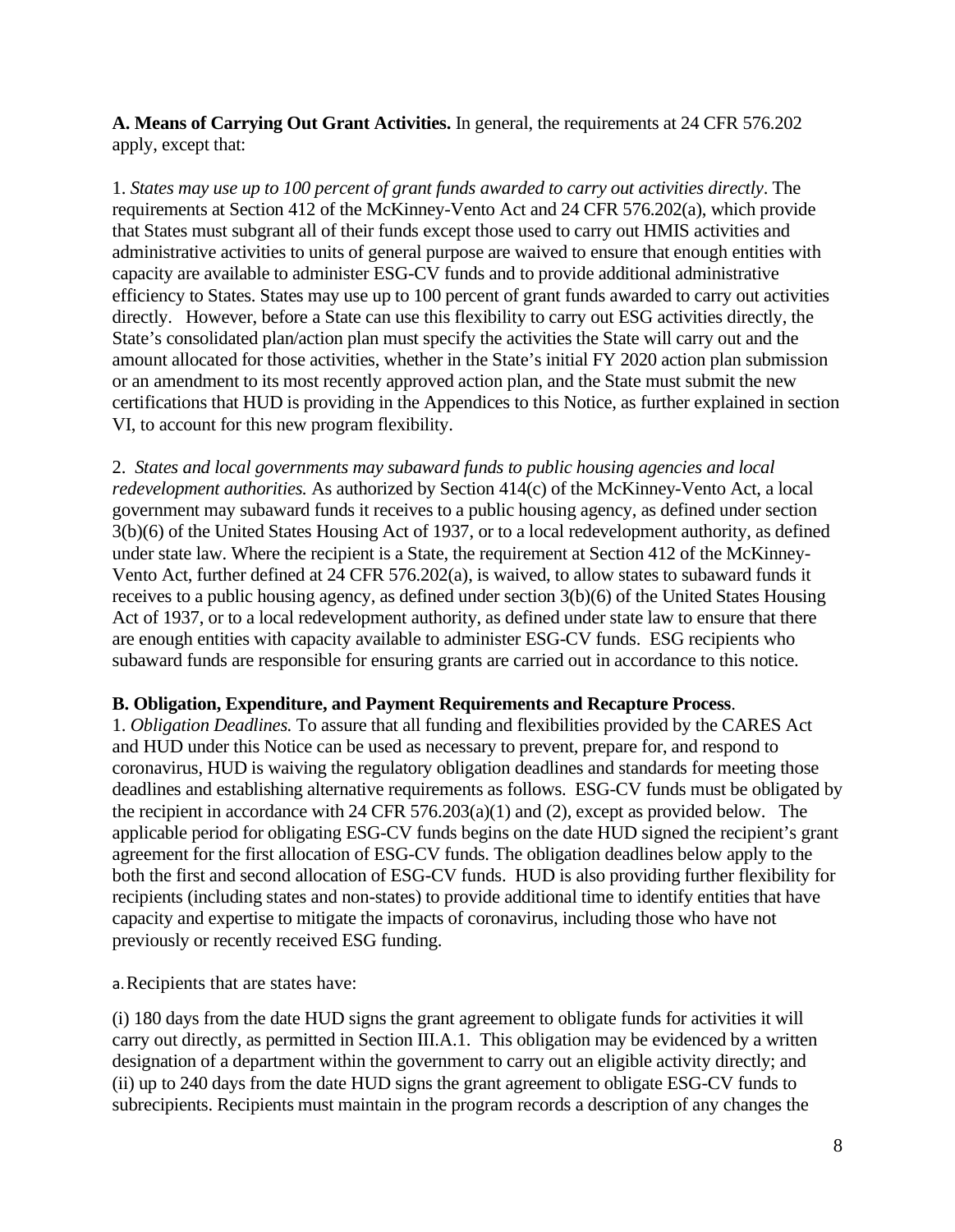**A. Means of Carrying Out Grant Activities.** In general, the requirements at 24 CFR 576.202 apply, except that:

1. *States may use up to 100 percent of grant funds awarded to carry out activities directly*. The requirements at Section 412 of the McKinney-Vento Act and 24 CFR 576.202(a), which provide that States must subgrant all of their funds except those used to carry out HMIS activities and administrative activities to units of general purpose are waived to ensure that enough entities with capacity are available to administer ESG-CV funds and to provide additional administrative efficiency to States. States may use up to 100 percent of grant funds awarded to carry out activities directly. However, before a State can use this flexibility to carry out ESG activities directly, the State's consolidated plan/action plan must specify the activities the State will carry out and the amount allocated for those activities, whether in the State's initial FY 2020 action plan submission or an amendment to its most recently approved action plan, and the State must submit the new certifications that HUD is providing in the Appendices to this Notice, as further explained in section VI, to account for this new program flexibility.

2. *States and local governments may subaward funds to public housing agencies and local redevelopment authorities.* As authorized by Section 414(c) of the McKinney-Vento Act, a local government may subaward funds it receives to a public housing agency, as defined under section 3(b)(6) of the United States Housing Act of 1937, or to a local redevelopment authority, as defined under state law. Where the recipient is a State, the requirement at Section 412 of the McKinney-Vento Act, further defined at 24 CFR 576.202(a), is waived, to allow states to subaward funds it receives to a public housing agency, as defined under section 3(b)(6) of the United States Housing Act of 1937, or to a local redevelopment authority, as defined under state law to ensure that there are enough entities with capacity available to administer ESG-CV funds. ESG recipients who subaward funds are responsible for ensuring grants are carried out in accordance to this notice.

**B. Obligation, Expenditure, and Payment Requirements and Recapture Process**.

1. *Obligation Deadlines.* To assure that all funding and flexibilities provided by the CARES Act and HUD under this Notice can be used as necessary to prevent, prepare for, and respond to coronavirus, HUD is waiving the regulatory obligation deadlines and standards for meeting those deadlines and establishing alternative requirements as follows. ESG-CV funds must be obligated by the recipient in accordance with 24 CFR 576.203(a)(1) and (2), except as provided below. The applicable period for obligating ESG-CV funds begins on the date HUD signed the recipient's grant agreement for the first allocation of ESG-CV funds. The obligation deadlines below apply to the both the first and second allocation of ESG-CV funds. HUD is also providing further flexibility for recipients (including states and non-states) to provide additional time to identify entities that have capacity and expertise to mitigate the impacts of coronavirus, including those who have not previously or recently received ESG funding.

a. Recipients that are states have:

(i) 180 days from the date HUD signs the grant agreement to obligate funds for activities it will carry out directly, as permitted in Section III.A.1. This obligation may be evidenced by a written designation of a department within the government to carry out an eligible activity directly; and
(ii) up to 240 days from the date HUD signs the grant agreement to obligate ESG-CV funds to subrecipients. Recipients must maintain in the program records a description of any changes the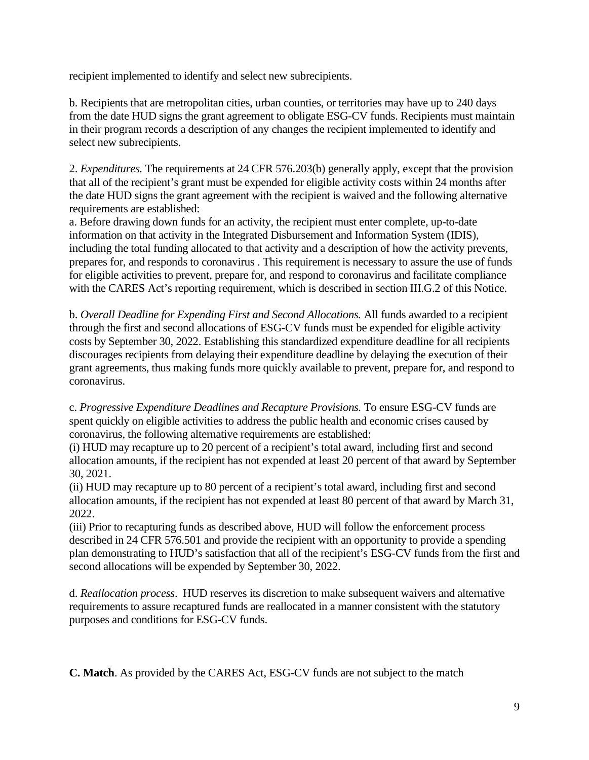recipient implemented to identify and select new subrecipients.

b. Recipients that are metropolitan cities, urban counties, or territories may have up to 240 days from the date HUD signs the grant agreement to obligate ESG-CV funds. Recipients must maintain in their program records a description of any changes the recipient implemented to identify and select new subrecipients.

2. *Expenditures.* The requirements at 24 CFR 576.203(b) generally apply, except that the provision that all of the recipient's grant must be expended for eligible activity costs within 24 months after the date HUD signs the grant agreement with the recipient is waived and the following alternative requirements are established:

a. Before drawing down funds for an activity, the recipient must enter complete, up-to-date information on that activity in the Integrated Disbursement and Information System (IDIS), including the total funding allocated to that activity and a description of how the activity prevents, prepares for, and responds to coronavirus . This requirement is necessary to assure the use of funds for eligible activities to prevent, prepare for, and respond to coronavirus and facilitate compliance with the CARES Act's reporting requirement, which is described in section III.G.2 of this Notice.

b. *Overall Deadline for Expending First and Second Allocations.* All funds awarded to a recipient through the first and second allocations of ESG-CV funds must be expended for eligible activity costs by September 30, 2022. Establishing this standardized expenditure deadline for all recipients discourages recipients from delaying their expenditure deadline by delaying the execution of their grant agreements, thus making funds more quickly available to prevent, prepare for, and respond to coronavirus.

c. *Progressive Expenditure Deadlines and Recapture Provisions.* To ensure ESG-CV funds are spent quickly on eligible activities to address the public health and economic crises caused by coronavirus, the following alternative requirements are established:

(i) HUD may recapture up to 20 percent of a recipient's total award, including first and second allocation amounts, if the recipient has not expended at least 20 percent of that award by September 30, 2021.

(ii) HUD may recapture up to 80 percent of a recipient's total award, including first and second allocation amounts, if the recipient has not expended at least 80 percent of that award by March 31, 2022.

(iii) Prior to recapturing funds as described above, HUD will follow the enforcement process described in 24 CFR 576.501 and provide the recipient with an opportunity to provide a spending plan demonstrating to HUD's satisfaction that all of the recipient's ESG-CV funds from the first and second allocations will be expended by September 30, 2022.

d. *Reallocation process*. HUD reserves its discretion to make subsequent waivers and alternative requirements to assure recaptured funds are reallocated in a manner consistent with the statutory purposes and conditions for ESG-CV funds.

**C. Match**. As provided by the CARES Act, ESG-CV funds are not subject to the match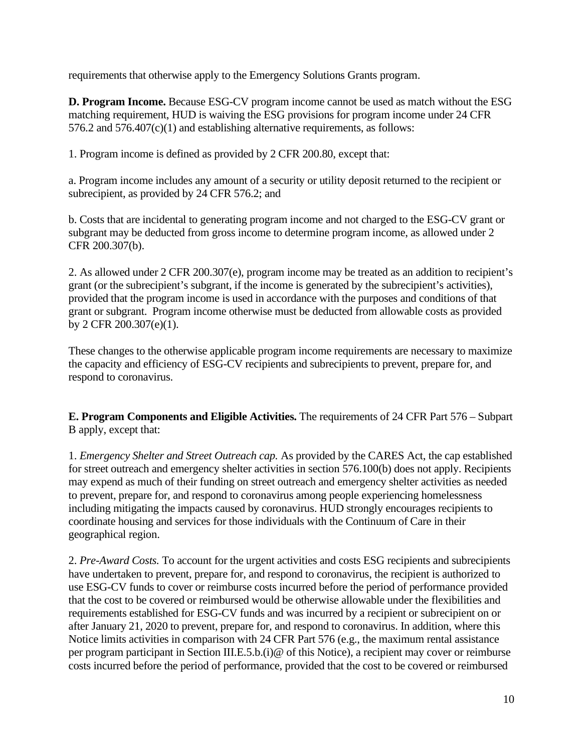requirements that otherwise apply to the Emergency Solutions Grants program.

**D. Program Income.** Because ESG-CV program income cannot be used as match without the ESG matching requirement, HUD is waiving the ESG provisions for program income under 24 CFR 576.2 and 576.407(c)(1) and establishing alternative requirements, as follows:

1. Program income is defined as provided by 2 CFR 200.80, except that:

a. Program income includes any amount of a security or utility deposit returned to the recipient or subrecipient, as provided by 24 CFR 576.2; and

b. Costs that are incidental to generating program income and not charged to the ESG-CV grant or subgrant may be deducted from gross income to determine program income, as allowed under 2 CFR 200.307(b).

2. As allowed under 2 CFR 200.307(e), program income may be treated as an addition to recipient's grant (or the subrecipient's subgrant, if the income is generated by the subrecipient's activities), provided that the program income is used in accordance with the purposes and conditions of that grant or subgrant. Program income otherwise must be deducted from allowable costs as provided by 2 CFR 200.307(e)(1).

These changes to the otherwise applicable program income requirements are necessary to maximize the capacity and efficiency of ESG-CV recipients and subrecipients to prevent, prepare for, and respond to coronavirus.

**E. Program Components and Eligible Activities.** The requirements of 24 CFR Part 576 – Subpart B apply, except that:

1. *Emergency Shelter and Street Outreach cap.* As provided by the CARES Act, the cap established for street outreach and emergency shelter activities in section 576.100(b) does not apply. Recipients may expend as much of their funding on street outreach and emergency shelter activities as needed to prevent, prepare for, and respond to coronavirus among people experiencing homelessness including mitigating the impacts caused by coronavirus. HUD strongly encourages recipients to coordinate housing and services for those individuals with the Continuum of Care in their geographical region.

2. *Pre-Award Costs.* To account for the urgent activities and costs ESG recipients and subrecipients have undertaken to prevent, prepare for, and respond to coronavirus, the recipient is authorized to use ESG-CV funds to cover or reimburse costs incurred before the period of performance provided that the cost to be covered or reimbursed would be otherwise allowable under the flexibilities and requirements established for ESG-CV funds and was incurred by a recipient or subrecipient on or after January 21, 2020 to prevent, prepare for, and respond to coronavirus. In addition, where this Notice limits activities in comparison with 24 CFR Part 576 (e.g., the maximum rental assistance per program participant in Section III.E.5.b.(i)@ of this Notice), a recipient may cover or reimburse costs incurred before the period of performance, provided that the cost to be covered or reimbursed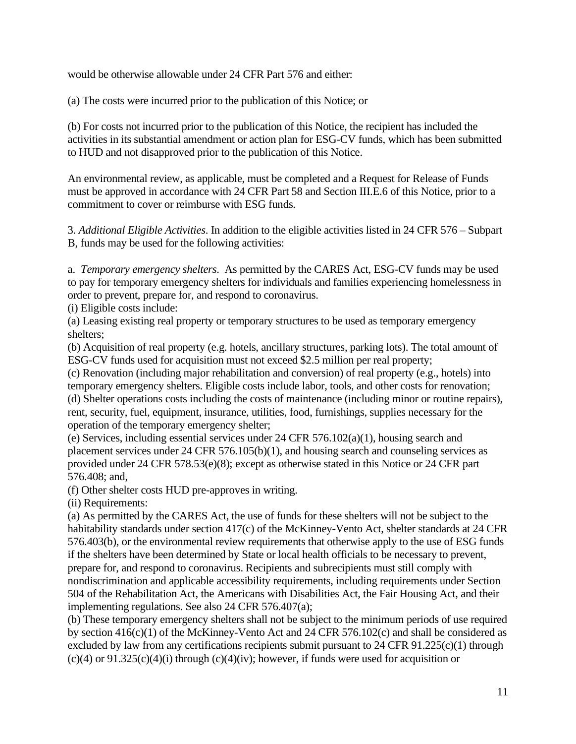would be otherwise allowable under 24 CFR Part 576 and either:

(a) The costs were incurred prior to the publication of this Notice; or

(b) For costs not incurred prior to the publication of this Notice, the recipient has included the activities in its substantial amendment or action plan for ESG-CV funds, which has been submitted to HUD and not disapproved prior to the publication of this Notice.

An environmental review, as applicable, must be completed and a Request for Release of Funds must be approved in accordance with 24 CFR Part 58 and Section III.E.6 of this Notice, prior to a commitment to cover or reimburse with ESG funds.

3. *Additional Eligible Activities*. In addition to the eligible activities listed in 24 CFR 576 – Subpart B, funds may be used for the following activities:

a. *Temporary emergency shelters*. As permitted by the CARES Act, ESG-CV funds may be used to pay for temporary emergency shelters for individuals and families experiencing homelessness in order to prevent, prepare for, and respond to coronavirus.

(i) Eligible costs include:

(a) Leasing existing real property or temporary structures to be used as temporary emergency shelters;

(b) Acquisition of real property (e.g. hotels, ancillary structures, parking lots). The total amount of ESG-CV funds used for acquisition must not exceed $2.5 million per real property;

(c) Renovation (including major rehabilitation and conversion) of real property (e.g., hotels) into temporary emergency shelters. Eligible costs include labor, tools, and other costs for renovation;

(d) Shelter operations costs including the costs of maintenance (including minor or routine repairs), rent, security, fuel, equipment, insurance, utilities, food, furnishings, supplies necessary for the operation of the temporary emergency shelter;

(e) Services, including essential services under 24 CFR 576.102(a)(1), housing search and placement services under 24 CFR 576.105(b)(1), and housing search and counseling services as provided under 24 CFR 578.53(e)(8); except as otherwise stated in this Notice or 24 CFR part 576.408; and,

(f) Other shelter costs HUD pre-approves in writing.

(ii) Requirements:

(a) As permitted by the CARES Act, the use of funds for these shelters will not be subject to the habitability standards under section 417(c) of the McKinney-Vento Act, shelter standards at 24 CFR 576.403(b), or the environmental review requirements that otherwise apply to the use of ESG funds if the shelters have been determined by State or local health officials to be necessary to prevent, prepare for, and respond to coronavirus. Recipients and subrecipients must still comply with nondiscrimination and applicable accessibility requirements, including requirements under Section 504 of the Rehabilitation Act, the Americans with Disabilities Act, the Fair Housing Act, and their implementing regulations. See also 24 CFR 576.407(a);

(b) These temporary emergency shelters shall not be subject to the minimum periods of use required by section 416(c)(1) of the McKinney-Vento Act and 24 CFR 576.102(c) and shall be considered as excluded by law from any certifications recipients submit pursuant to 24 CFR 91.225(c)(1) through (c)(4) or 91.325(c)(4)(i) through (c)(4)(iv); however, if funds were used for acquisition or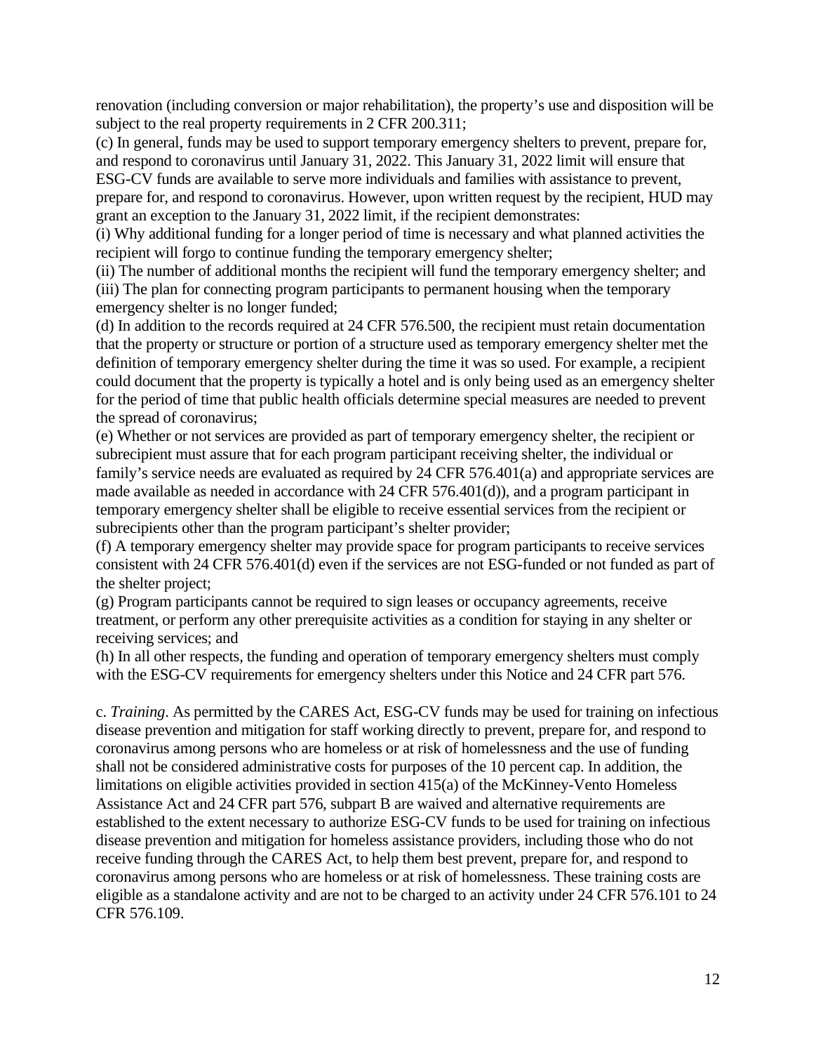renovation (including conversion or major rehabilitation), the property's use and disposition will be subject to the real property requirements in 2 CFR 200.311;

(c) In general, funds may be used to support temporary emergency shelters to prevent, prepare for, and respond to coronavirus until January 31, 2022. This January 31, 2022 limit will ensure that ESG-CV funds are available to serve more individuals and families with assistance to prevent, prepare for, and respond to coronavirus. However, upon written request by the recipient, HUD may grant an exception to the January 31, 2022 limit, if the recipient demonstrates:

(i) Why additional funding for a longer period of time is necessary and what planned activities the recipient will forgo to continue funding the temporary emergency shelter;

(ii) The number of additional months the recipient will fund the temporary emergency shelter; and

(iii) The plan for connecting program participants to permanent housing when the temporary emergency shelter is no longer funded;

(d) In addition to the records required at 24 CFR 576.500, the recipient must retain documentation that the property or structure or portion of a structure used as temporary emergency shelter met the definition of temporary emergency shelter during the time it was so used. For example, a recipient could document that the property is typically a hotel and is only being used as an emergency shelter for the period of time that public health officials determine special measures are needed to prevent the spread of coronavirus;

(e) Whether or not services are provided as part of temporary emergency shelter, the recipient or subrecipient must assure that for each program participant receiving shelter, the individual or family's service needs are evaluated as required by 24 CFR 576.401(a) and appropriate services are made available as needed in accordance with 24 CFR 576.401(d)), and a program participant in temporary emergency shelter shall be eligible to receive essential services from the recipient or subrecipients other than the program participant's shelter provider;

(f) A temporary emergency shelter may provide space for program participants to receive services consistent with 24 CFR 576.401(d) even if the services are not ESG-funded or not funded as part of the shelter project;

(g) Program participants cannot be required to sign leases or occupancy agreements, receive treatment, or perform any other prerequisite activities as a condition for staying in any shelter or receiving services; and

(h) In all other respects, the funding and operation of temporary emergency shelters must comply with the ESG-CV requirements for emergency shelters under this Notice and 24 CFR part 576.

c. *Training*. As permitted by the CARES Act, ESG-CV funds may be used for training on infectious disease prevention and mitigation for staff working directly to prevent, prepare for, and respond to coronavirus among persons who are homeless or at risk of homelessness and the use of funding shall not be considered administrative costs for purposes of the 10 percent cap. In addition, the limitations on eligible activities provided in section 415(a) of the McKinney-Vento Homeless Assistance Act and 24 CFR part 576, subpart B are waived and alternative requirements are established to the extent necessary to authorize ESG-CV funds to be used for training on infectious disease prevention and mitigation for homeless assistance providers, including those who do not receive funding through the CARES Act, to help them best prevent, prepare for, and respond to coronavirus among persons who are homeless or at risk of homelessness. These training costs are eligible as a standalone activity and are not to be charged to an activity under 24 CFR 576.101 to 24 CFR 576.109.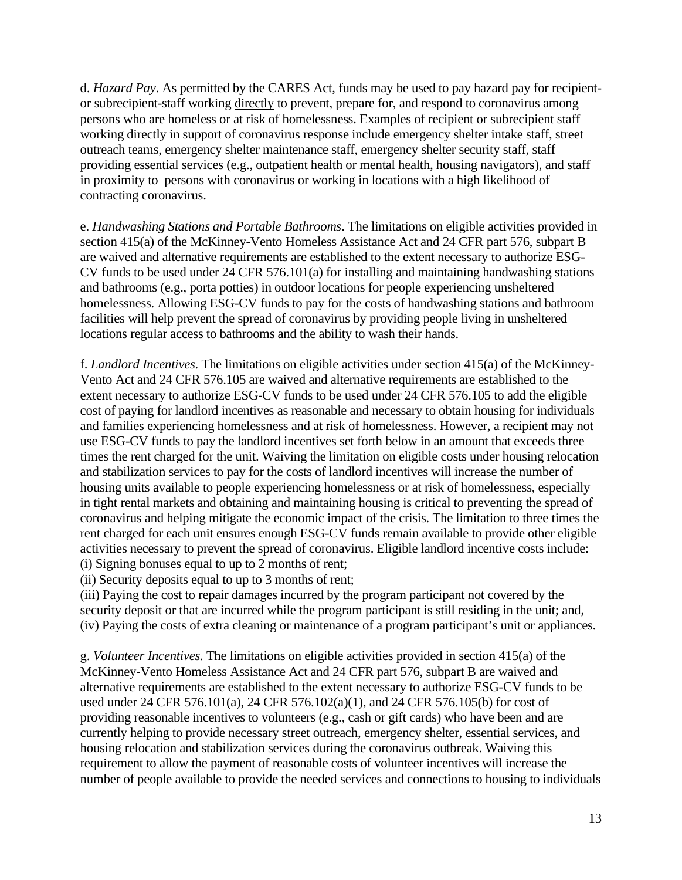d. *Hazard Pay*. As permitted by the CARES Act, funds may be used to pay hazard pay for recipient- or subrecipient-staff working directly to prevent, prepare for, and respond to coronavirus among persons who are homeless or at risk of homelessness. Examples of recipient or subrecipient staff working directly in support of coronavirus response include emergency shelter intake staff, street outreach teams, emergency shelter maintenance staff, emergency shelter security staff, staff providing essential services (e.g., outpatient health or mental health, housing navigators), and staff in proximity to persons with coronavirus or working in locations with a high likelihood of contracting coronavirus.

e. *Handwashing Stations and Portable Bathrooms*. The limitations on eligible activities provided in section 415(a) of the McKinney-Vento Homeless Assistance Act and 24 CFR part 576, subpart B are waived and alternative requirements are established to the extent necessary to authorize ESG-CV funds to be used under 24 CFR 576.101(a) for installing and maintaining handwashing stations and bathrooms (e.g., porta potties) in outdoor locations for people experiencing unsheltered homelessness. Allowing ESG-CV funds to pay for the costs of handwashing stations and bathroom facilities will help prevent the spread of coronavirus by providing people living in unsheltered locations regular access to bathrooms and the ability to wash their hands.

f. *Landlord Incentives.* The limitations on eligible activities under section 415(a) of the McKinney-Vento Act and 24 CFR 576.105 are waived and alternative requirements are established to the extent necessary to authorize ESG-CV funds to be used under 24 CFR 576.105 to add the eligible cost of paying for landlord incentives as reasonable and necessary to obtain housing for individuals and families experiencing homelessness and at risk of homelessness. However, a recipient may not use ESG-CV funds to pay the landlord incentives set forth below in an amount that exceeds three times the rent charged for the unit. Waiving the limitation on eligible costs under housing relocation and stabilization services to pay for the costs of landlord incentives will increase the number of housing units available to people experiencing homelessness or at risk of homelessness, especially in tight rental markets and obtaining and maintaining housing is critical to preventing the spread of coronavirus and helping mitigate the economic impact of the crisis. The limitation to three times the rent charged for each unit ensures enough ESG-CV funds remain available to provide other eligible activities necessary to prevent the spread of coronavirus. Eligible landlord incentive costs include:
(i) Signing bonuses equal to up to 2 months of rent;
(ii) Security deposits equal to up to 3 months of rent;
(iii) Paying the cost to repair damages incurred by the program participant not covered by the security deposit or that are incurred while the program participant is still residing in the unit; and,
(iv) Paying the costs of extra cleaning or maintenance of a program participant's unit or appliances.

g. *Volunteer Incentives.* The limitations on eligible activities provided in section 415(a) of the McKinney-Vento Homeless Assistance Act and 24 CFR part 576, subpart B are waived and alternative requirements are established to the extent necessary to authorize ESG-CV funds to be used under 24 CFR 576.101(a), 24 CFR 576.102(a)(1), and 24 CFR 576.105(b) for cost of providing reasonable incentives to volunteers (e.g., cash or gift cards) who have been and are currently helping to provide necessary street outreach, emergency shelter, essential services, and housing relocation and stabilization services during the coronavirus outbreak. Waiving this requirement to allow the payment of reasonable costs of volunteer incentives will increase the number of people available to provide the needed services and connections to housing to individuals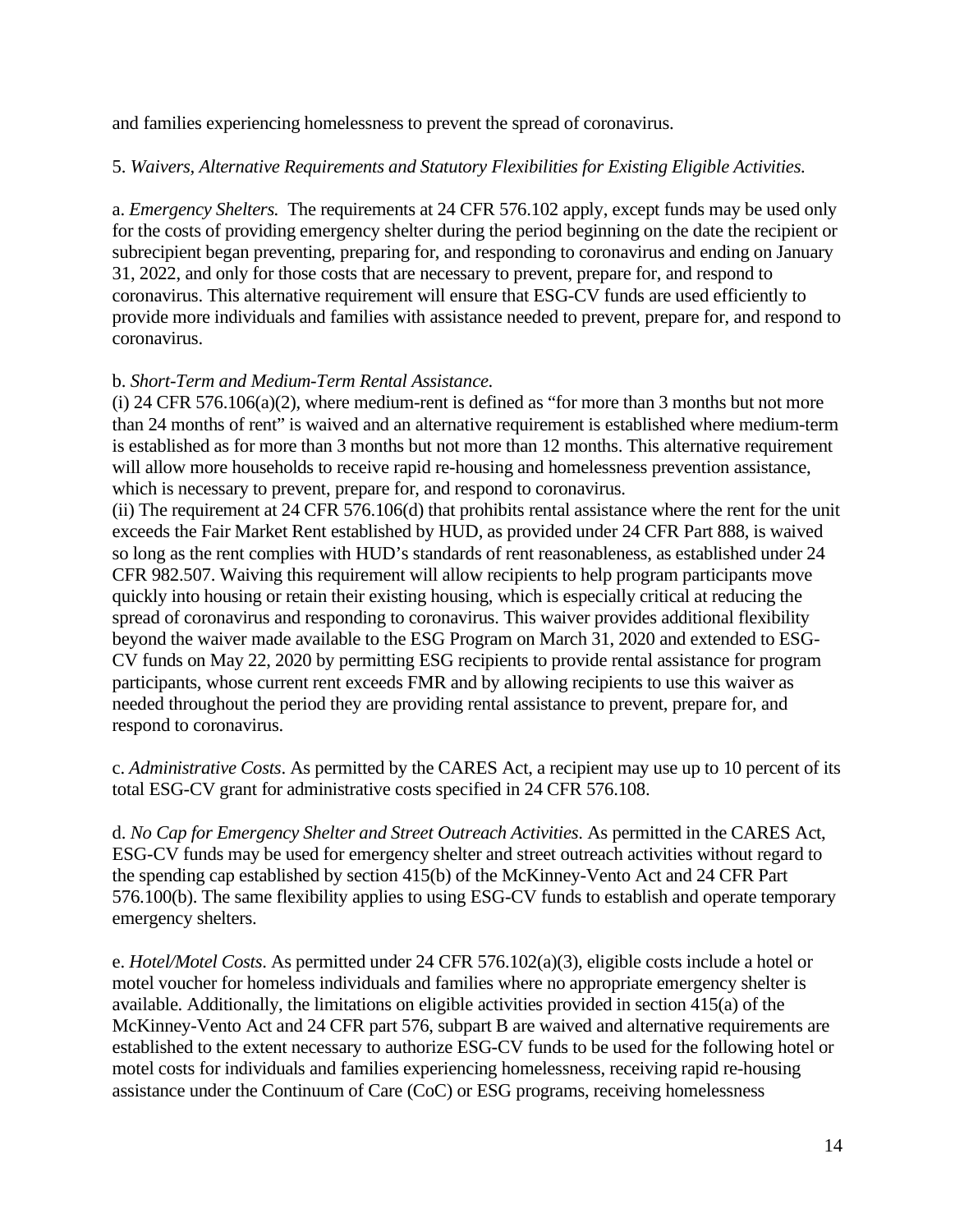and families experiencing homelessness to prevent the spread of coronavirus.

5. *Waivers, Alternative Requirements and Statutory Flexibilities for Existing Eligible Activities.*

a. *Emergency Shelters.* The requirements at 24 CFR 576.102 apply, except funds may be used only for the costs of providing emergency shelter during the period beginning on the date the recipient or subrecipient began preventing, preparing for, and responding to coronavirus and ending on January 31, 2022, and only for those costs that are necessary to prevent, prepare for, and respond to coronavirus. This alternative requirement will ensure that ESG-CV funds are used efficiently to provide more individuals and families with assistance needed to prevent, prepare for, and respond to coronavirus.

b. *Short-Term and Medium-Term Rental Assistance.*
(i) 24 CFR 576.106(a)(2), where medium-rent is defined as "for more than 3 months but not more than 24 months of rent" is waived and an alternative requirement is established where medium-term is established as for more than 3 months but not more than 12 months. This alternative requirement will allow more households to receive rapid re-housing and homelessness prevention assistance, which is necessary to prevent, prepare for, and respond to coronavirus.
(ii) The requirement at 24 CFR 576.106(d) that prohibits rental assistance where the rent for the unit exceeds the Fair Market Rent established by HUD, as provided under 24 CFR Part 888, is waived so long as the rent complies with HUD's standards of rent reasonableness, as established under 24 CFR 982.507. Waiving this requirement will allow recipients to help program participants move quickly into housing or retain their existing housing, which is especially critical at reducing the spread of coronavirus and responding to coronavirus. This waiver provides additional flexibility beyond the waiver made available to the ESG Program on March 31, 2020 and extended to ESG-CV funds on May 22, 2020 by permitting ESG recipients to provide rental assistance for program participants, whose current rent exceeds FMR and by allowing recipients to use this waiver as needed throughout the period they are providing rental assistance to prevent, prepare for, and respond to coronavirus.

c. *Administrative Costs*. As permitted by the CARES Act, a recipient may use up to 10 percent of its total ESG-CV grant for administrative costs specified in 24 CFR 576.108.

d. *No Cap for Emergency Shelter and Street Outreach Activities.* As permitted in the CARES Act, ESG-CV funds may be used for emergency shelter and street outreach activities without regard to the spending cap established by section 415(b) of the McKinney-Vento Act and 24 CFR Part 576.100(b). The same flexibility applies to using ESG-CV funds to establish and operate temporary emergency shelters.

e. *Hotel/Motel Costs*. As permitted under 24 CFR 576.102(a)(3), eligible costs include a hotel or motel voucher for homeless individuals and families where no appropriate emergency shelter is available. Additionally, the limitations on eligible activities provided in section 415(a) of the McKinney-Vento Act and 24 CFR part 576, subpart B are waived and alternative requirements are established to the extent necessary to authorize ESG-CV funds to be used for the following hotel or motel costs for individuals and families experiencing homelessness, receiving rapid re-housing assistance under the Continuum of Care (CoC) or ESG programs, receiving homelessness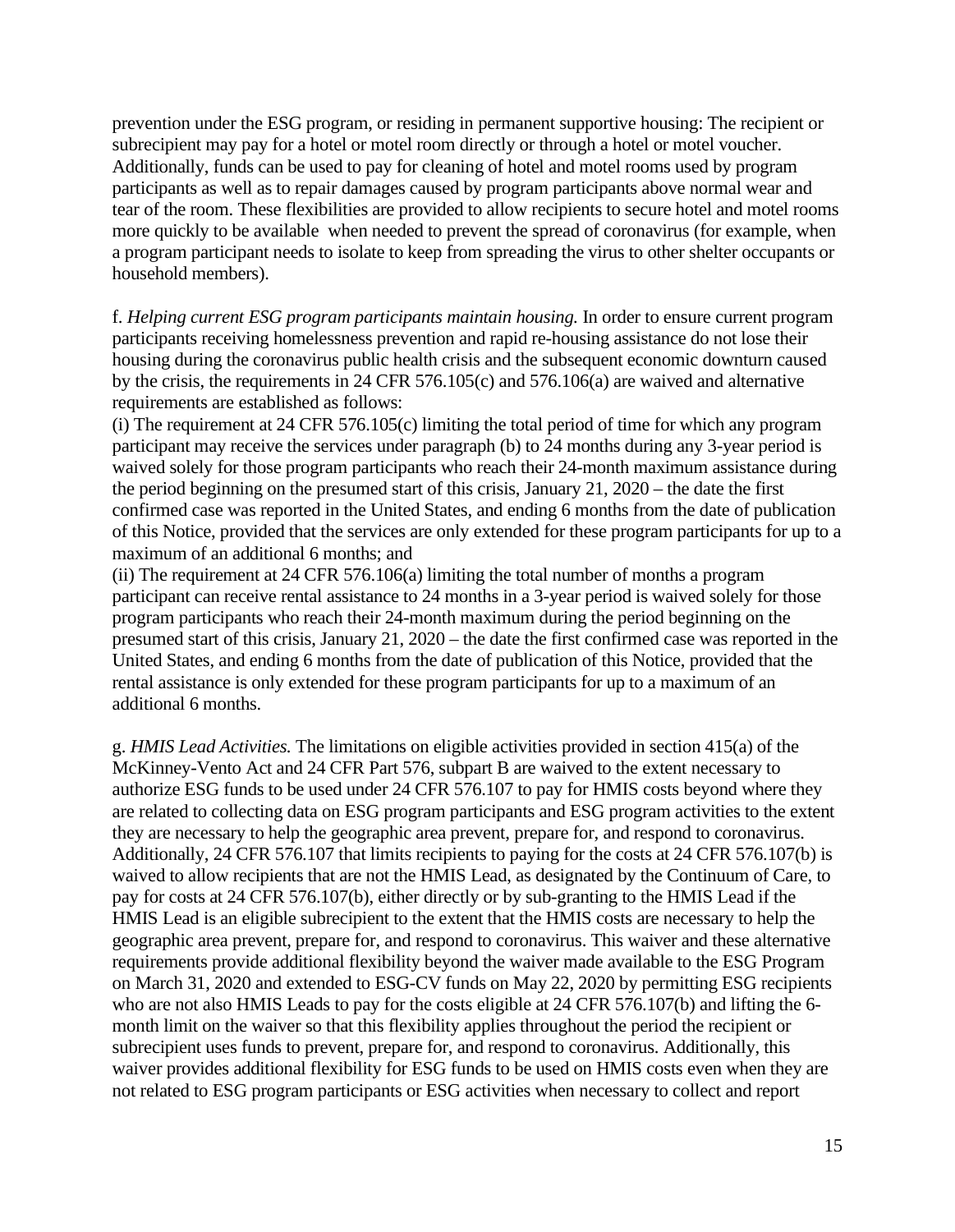prevention under the ESG program, or residing in permanent supportive housing: The recipient or subrecipient may pay for a hotel or motel room directly or through a hotel or motel voucher. Additionally, funds can be used to pay for cleaning of hotel and motel rooms used by program participants as well as to repair damages caused by program participants above normal wear and tear of the room. These flexibilities are provided to allow recipients to secure hotel and motel rooms more quickly to be available when needed to prevent the spread of coronavirus (for example, when a program participant needs to isolate to keep from spreading the virus to other shelter occupants or household members).

f. *Helping current ESG program participants maintain housing.* In order to ensure current program participants receiving homelessness prevention and rapid re-housing assistance do not lose their housing during the coronavirus public health crisis and the subsequent economic downturn caused by the crisis, the requirements in 24 CFR 576.105(c) and 576.106(a) are waived and alternative requirements are established as follows:
(i) The requirement at 24 CFR 576.105(c) limiting the total period of time for which any program participant may receive the services under paragraph (b) to 24 months during any 3-year period is waived solely for those program participants who reach their 24-month maximum assistance during the period beginning on the presumed start of this crisis, January 21, 2020 – the date the first confirmed case was reported in the United States, and ending 6 months from the date of publication of this Notice, provided that the services are only extended for these program participants for up to a maximum of an additional 6 months; and
(ii) The requirement at 24 CFR 576.106(a) limiting the total number of months a program participant can receive rental assistance to 24 months in a 3-year period is waived solely for those program participants who reach their 24-month maximum during the period beginning on the presumed start of this crisis, January 21, 2020 – the date the first confirmed case was reported in the United States, and ending 6 months from the date of publication of this Notice, provided that the rental assistance is only extended for these program participants for up to a maximum of an additional 6 months.

g. *HMIS Lead Activities.* The limitations on eligible activities provided in section 415(a) of the McKinney-Vento Act and 24 CFR Part 576, subpart B are waived to the extent necessary to authorize ESG funds to be used under 24 CFR 576.107 to pay for HMIS costs beyond where they are related to collecting data on ESG program participants and ESG program activities to the extent they are necessary to help the geographic area prevent, prepare for, and respond to coronavirus. Additionally, 24 CFR 576.107 that limits recipients to paying for the costs at 24 CFR 576.107(b) is waived to allow recipients that are not the HMIS Lead, as designated by the Continuum of Care, to pay for costs at 24 CFR 576.107(b), either directly or by sub-granting to the HMIS Lead if the HMIS Lead is an eligible subrecipient to the extent that the HMIS costs are necessary to help the geographic area prevent, prepare for, and respond to coronavirus. This waiver and these alternative requirements provide additional flexibility beyond the waiver made available to the ESG Program on March 31, 2020 and extended to ESG-CV funds on May 22, 2020 by permitting ESG recipients who are not also HMIS Leads to pay for the costs eligible at 24 CFR 576.107(b) and lifting the 6-month limit on the waiver so that this flexibility applies throughout the period the recipient or subrecipient uses funds to prevent, prepare for, and respond to coronavirus. Additionally, this waiver provides additional flexibility for ESG funds to be used on HMIS costs even when they are not related to ESG program participants or ESG activities when necessary to collect and report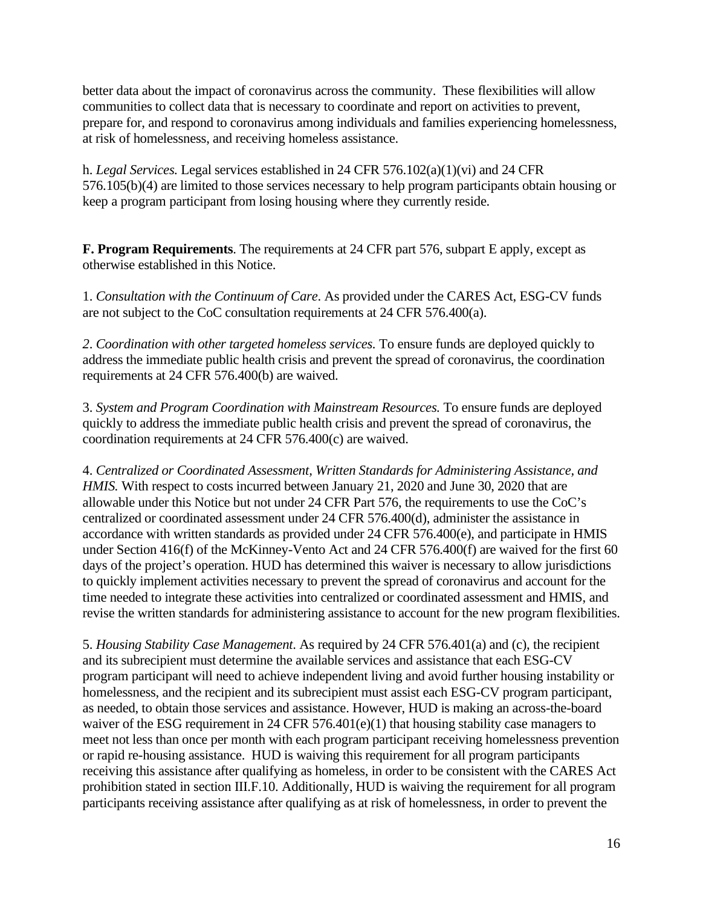better data about the impact of coronavirus across the community. These flexibilities will allow communities to collect data that is necessary to coordinate and report on activities to prevent, prepare for, and respond to coronavirus among individuals and families experiencing homelessness, at risk of homelessness, and receiving homeless assistance.

h. *Legal Services.* Legal services established in 24 CFR 576.102(a)(1)(vi) and 24 CFR 576.105(b)(4) are limited to those services necessary to help program participants obtain housing or keep a program participant from losing housing where they currently reside.

**F. Program Requirements**. The requirements at 24 CFR part 576, subpart E apply, except as otherwise established in this Notice.

1. *Consultation with the Continuum of Care*. As provided under the CARES Act, ESG-CV funds are not subject to the CoC consultation requirements at 24 CFR 576.400(a).

*2. Coordination with other targeted homeless services.* To ensure funds are deployed quickly to address the immediate public health crisis and prevent the spread of coronavirus, the coordination requirements at 24 CFR 576.400(b) are waived.

3. *System and Program Coordination with Mainstream Resources.* To ensure funds are deployed quickly to address the immediate public health crisis and prevent the spread of coronavirus, the coordination requirements at 24 CFR 576.400(c) are waived.

4. *Centralized or Coordinated Assessment, Written Standards for Administering Assistance, and HMIS.* With respect to costs incurred between January 21, 2020 and June 30, 2020 that are allowable under this Notice but not under 24 CFR Part 576, the requirements to use the CoC's centralized or coordinated assessment under 24 CFR 576.400(d), administer the assistance in accordance with written standards as provided under 24 CFR 576.400(e), and participate in HMIS under Section 416(f) of the McKinney-Vento Act and 24 CFR 576.400(f) are waived for the first 60 days of the project's operation. HUD has determined this waiver is necessary to allow jurisdictions to quickly implement activities necessary to prevent the spread of coronavirus and account for the time needed to integrate these activities into centralized or coordinated assessment and HMIS, and revise the written standards for administering assistance to account for the new program flexibilities.

5. *Housing Stability Case Management.* As required by 24 CFR 576.401(a) and (c), the recipient and its subrecipient must determine the available services and assistance that each ESG-CV program participant will need to achieve independent living and avoid further housing instability or homelessness, and the recipient and its subrecipient must assist each ESG-CV program participant, as needed, to obtain those services and assistance. However, HUD is making an across-the-board waiver of the ESG requirement in 24 CFR 576.401(e)(1) that housing stability case managers to meet not less than once per month with each program participant receiving homelessness prevention or rapid re-housing assistance. HUD is waiving this requirement for all program participants receiving this assistance after qualifying as homeless, in order to be consistent with the CARES Act prohibition stated in section III.F.10. Additionally, HUD is waiving the requirement for all program participants receiving assistance after qualifying as at risk of homelessness, in order to prevent the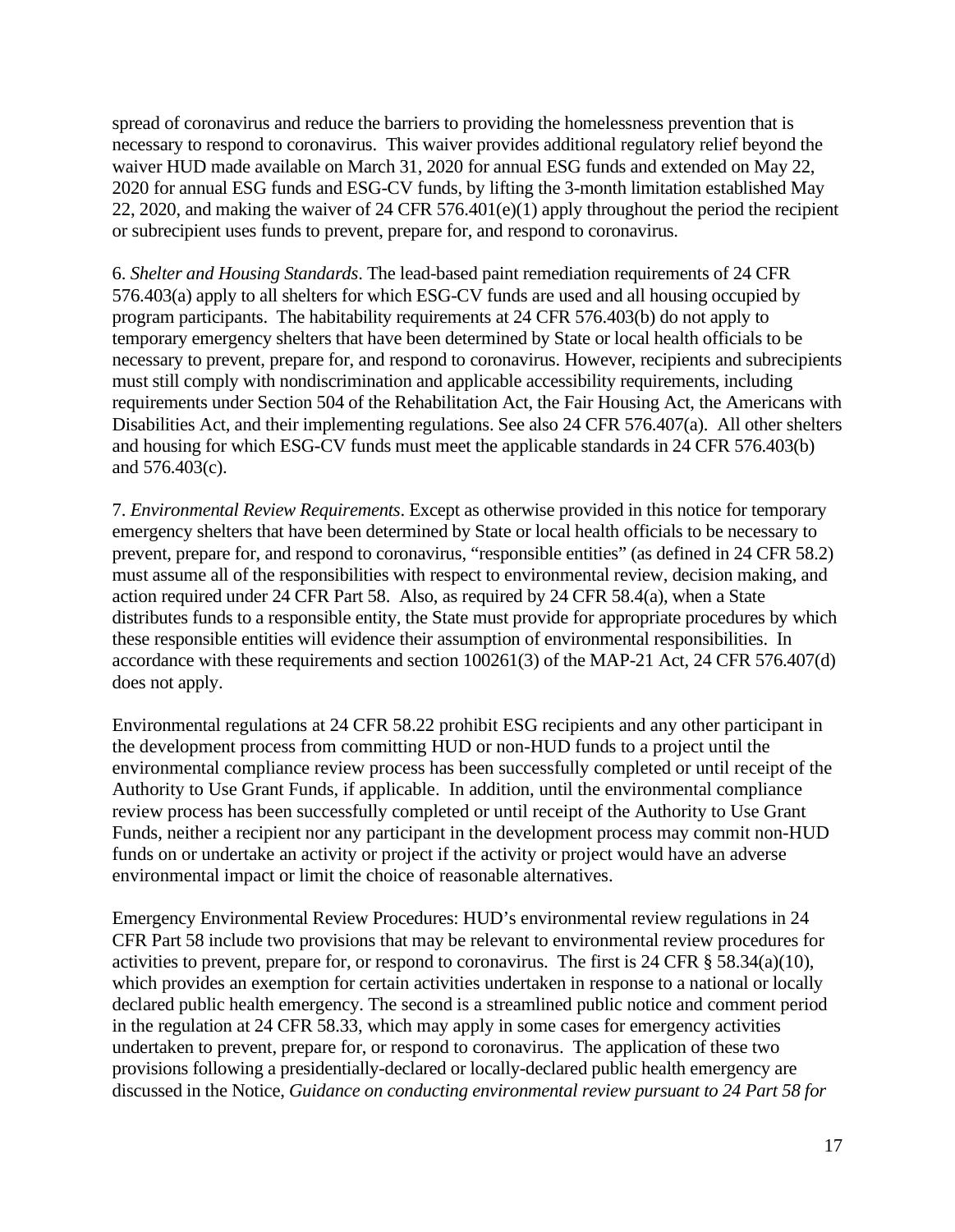spread of coronavirus and reduce the barriers to providing the homelessness prevention that is necessary to respond to coronavirus. This waiver provides additional regulatory relief beyond the waiver HUD made available on March 31, 2020 for annual ESG funds and extended on May 22, 2020 for annual ESG funds and ESG-CV funds, by lifting the 3-month limitation established May 22, 2020, and making the waiver of 24 CFR 576.401(e)(1) apply throughout the period the recipient or subrecipient uses funds to prevent, prepare for, and respond to coronavirus.

6. *Shelter and Housing Standards*. The lead-based paint remediation requirements of 24 CFR 576.403(a) apply to all shelters for which ESG-CV funds are used and all housing occupied by program participants. The habitability requirements at 24 CFR 576.403(b) do not apply to temporary emergency shelters that have been determined by State or local health officials to be necessary to prevent, prepare for, and respond to coronavirus. However, recipients and subrecipients must still comply with nondiscrimination and applicable accessibility requirements, including requirements under Section 504 of the Rehabilitation Act, the Fair Housing Act, the Americans with Disabilities Act, and their implementing regulations. See also 24 CFR 576.407(a). All other shelters and housing for which ESG-CV funds must meet the applicable standards in 24 CFR 576.403(b) and 576.403(c).

7. *Environmental Review Requirements*. Except as otherwise provided in this notice for temporary emergency shelters that have been determined by State or local health officials to be necessary to prevent, prepare for, and respond to coronavirus, "responsible entities" (as defined in 24 CFR 58.2) must assume all of the responsibilities with respect to environmental review, decision making, and action required under 24 CFR Part 58. Also, as required by 24 CFR 58.4(a), when a State distributes funds to a responsible entity, the State must provide for appropriate procedures by which these responsible entities will evidence their assumption of environmental responsibilities. In accordance with these requirements and section 100261(3) of the MAP-21 Act, 24 CFR 576.407(d) does not apply.

Environmental regulations at 24 CFR 58.22 prohibit ESG recipients and any other participant in the development process from committing HUD or non-HUD funds to a project until the environmental compliance review process has been successfully completed or until receipt of the Authority to Use Grant Funds, if applicable. In addition, until the environmental compliance review process has been successfully completed or until receipt of the Authority to Use Grant Funds, neither a recipient nor any participant in the development process may commit non-HUD funds on or undertake an activity or project if the activity or project would have an adverse environmental impact or limit the choice of reasonable alternatives.

Emergency Environmental Review Procedures: HUD's environmental review regulations in 24 CFR Part 58 include two provisions that may be relevant to environmental review procedures for activities to prevent, prepare for, or respond to coronavirus. The first is 24 CFR § 58.34(a)(10), which provides an exemption for certain activities undertaken in response to a national or locally declared public health emergency. The second is a streamlined public notice and comment period in the regulation at 24 CFR 58.33, which may apply in some cases for emergency activities undertaken to prevent, prepare for, or respond to coronavirus. The application of these two provisions following a presidentially-declared or locally-declared public health emergency are discussed in the Notice, *Guidance on conducting environmental review pursuant to 24 Part 58 for*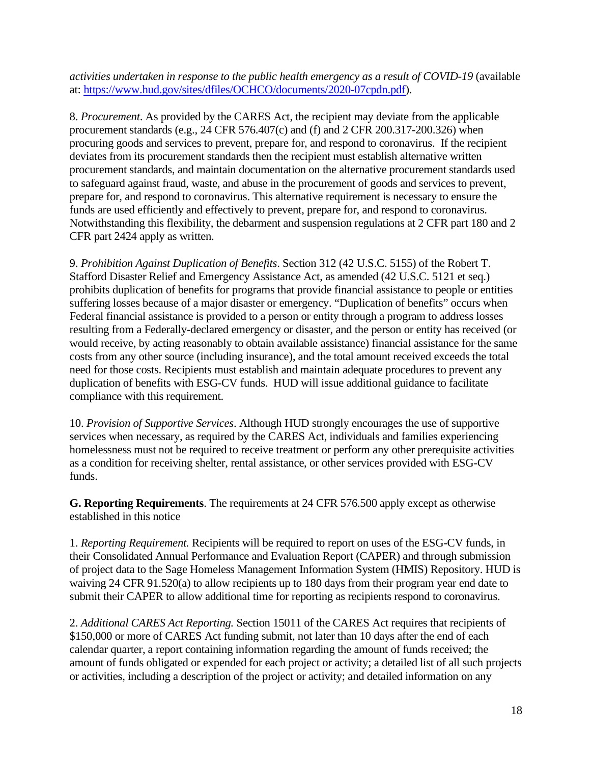*activities undertaken in response to the public health emergency as a result of COVID-19* (available at: [https://www.hud.gov/sites/dfiles/OCHCO/documents/2020-07cpdn.pdf](https://www.hud.gov/sites/dfiles/OCHCO/documents/2020-07cpdn.pdf)).

8. *Procurement*. As provided by the CARES Act, the recipient may deviate from the applicable procurement standards (e.g., 24 CFR 576.407(c) and (f) and 2 CFR 200.317-200.326) when procuring goods and services to prevent, prepare for, and respond to coronavirus. If the recipient deviates from its procurement standards then the recipient must establish alternative written procurement standards, and maintain documentation on the alternative procurement standards used to safeguard against fraud, waste, and abuse in the procurement of goods and services to prevent, prepare for, and respond to coronavirus. This alternative requirement is necessary to ensure the funds are used efficiently and effectively to prevent, prepare for, and respond to coronavirus. Notwithstanding this flexibility, the debarment and suspension regulations at 2 CFR part 180 and 2 CFR part 2424 apply as written.

9. *Prohibition Against Duplication of Benefits*. Section 312 (42 U.S.C. 5155) of the Robert T. Stafford Disaster Relief and Emergency Assistance Act, as amended (42 U.S.C. 5121 et seq.) prohibits duplication of benefits for programs that provide financial assistance to people or entities suffering losses because of a major disaster or emergency. "Duplication of benefits" occurs when Federal financial assistance is provided to a person or entity through a program to address losses resulting from a Federally-declared emergency or disaster, and the person or entity has received (or would receive, by acting reasonably to obtain available assistance) financial assistance for the same costs from any other source (including insurance), and the total amount received exceeds the total need for those costs. Recipients must establish and maintain adequate procedures to prevent any duplication of benefits with ESG-CV funds. HUD will issue additional guidance to facilitate compliance with this requirement.

10. *Provision of Supportive Services*. Although HUD strongly encourages the use of supportive services when necessary, as required by the CARES Act, individuals and families experiencing homelessness must not be required to receive treatment or perform any other prerequisite activities as a condition for receiving shelter, rental assistance, or other services provided with ESG-CV funds.

**G. Reporting Requirements**. The requirements at 24 CFR 576.500 apply except as otherwise established in this notice

1. *Reporting Requirement.* Recipients will be required to report on uses of the ESG-CV funds, in their Consolidated Annual Performance and Evaluation Report (CAPER) and through submission of project data to the Sage Homeless Management Information System (HMIS) Repository. HUD is waiving 24 CFR 91.520(a) to allow recipients up to 180 days from their program year end date to submit their CAPER to allow additional time for reporting as recipients respond to coronavirus.

2. *Additional CARES Act Reporting.* Section 15011 of the CARES Act requires that recipients of $150,000 or more of CARES Act funding submit, not later than 10 days after the end of each calendar quarter, a report containing information regarding the amount of funds received; the amount of funds obligated or expended for each project or activity; a detailed list of all such projects or activities, including a description of the project or activity; and detailed information on any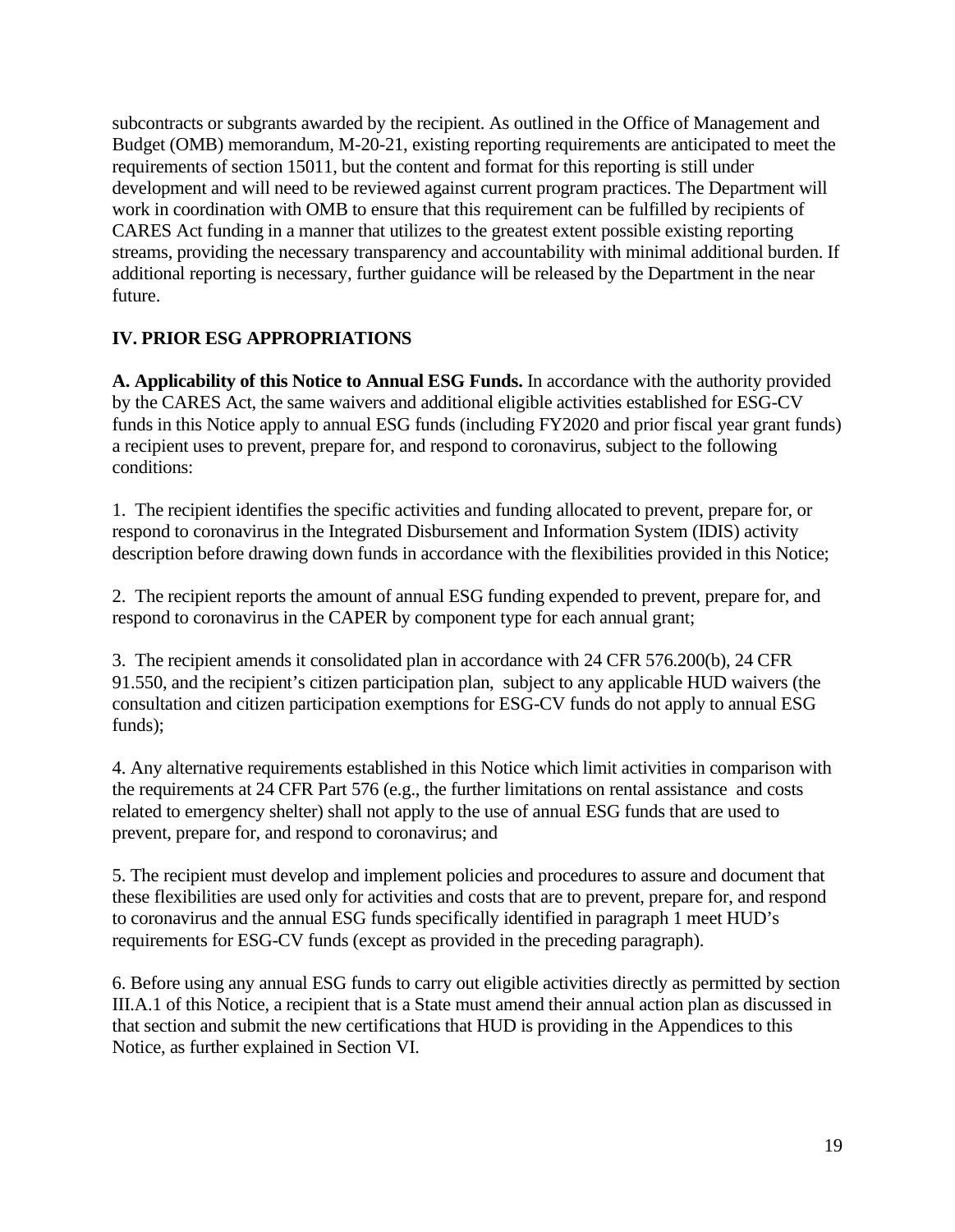subcontracts or subgrants awarded by the recipient. As outlined in the Office of Management and Budget (OMB) memorandum, M-20-21, existing reporting requirements are anticipated to meet the requirements of section 15011, but the content and format for this reporting is still under development and will need to be reviewed against current program practices. The Department will work in coordination with OMB to ensure that this requirement can be fulfilled by recipients of CARES Act funding in a manner that utilizes to the greatest extent possible existing reporting streams, providing the necessary transparency and accountability with minimal additional burden. If additional reporting is necessary, further guidance will be released by the Department in the near future.

## IV. PRIOR ESG APPROPRIATIONS

**A. Applicability of this Notice to Annual ESG Funds.** In accordance with the authority provided by the CARES Act, the same waivers and additional eligible activities established for ESG-CV funds in this Notice apply to annual ESG funds (including FY2020 and prior fiscal year grant funds) a recipient uses to prevent, prepare for, and respond to coronavirus, subject to the following conditions:

1. The recipient identifies the specific activities and funding allocated to prevent, prepare for, or respond to coronavirus in the Integrated Disbursement and Information System (IDIS) activity description before drawing down funds in accordance with the flexibilities provided in this Notice;

2. The recipient reports the amount of annual ESG funding expended to prevent, prepare for, and respond to coronavirus in the CAPER by component type for each annual grant;

3. The recipient amends it consolidated plan in accordance with 24 CFR 576.200(b), 24 CFR 91.550, and the recipient's citizen participation plan, subject to any applicable HUD waivers (the consultation and citizen participation exemptions for ESG-CV funds do not apply to annual ESG funds);

4. Any alternative requirements established in this Notice which limit activities in comparison with the requirements at 24 CFR Part 576 (e.g., the further limitations on rental assistance and costs related to emergency shelter) shall not apply to the use of annual ESG funds that are used to prevent, prepare for, and respond to coronavirus; and

5. The recipient must develop and implement policies and procedures to assure and document that these flexibilities are used only for activities and costs that are to prevent, prepare for, and respond to coronavirus and the annual ESG funds specifically identified in paragraph 1 meet HUD's requirements for ESG-CV funds (except as provided in the preceding paragraph).

6. Before using any annual ESG funds to carry out eligible activities directly as permitted by section III.A.1 of this Notice, a recipient that is a State must amend their annual action plan as discussed in that section and submit the new certifications that HUD is providing in the Appendices to this Notice, as further explained in Section VI.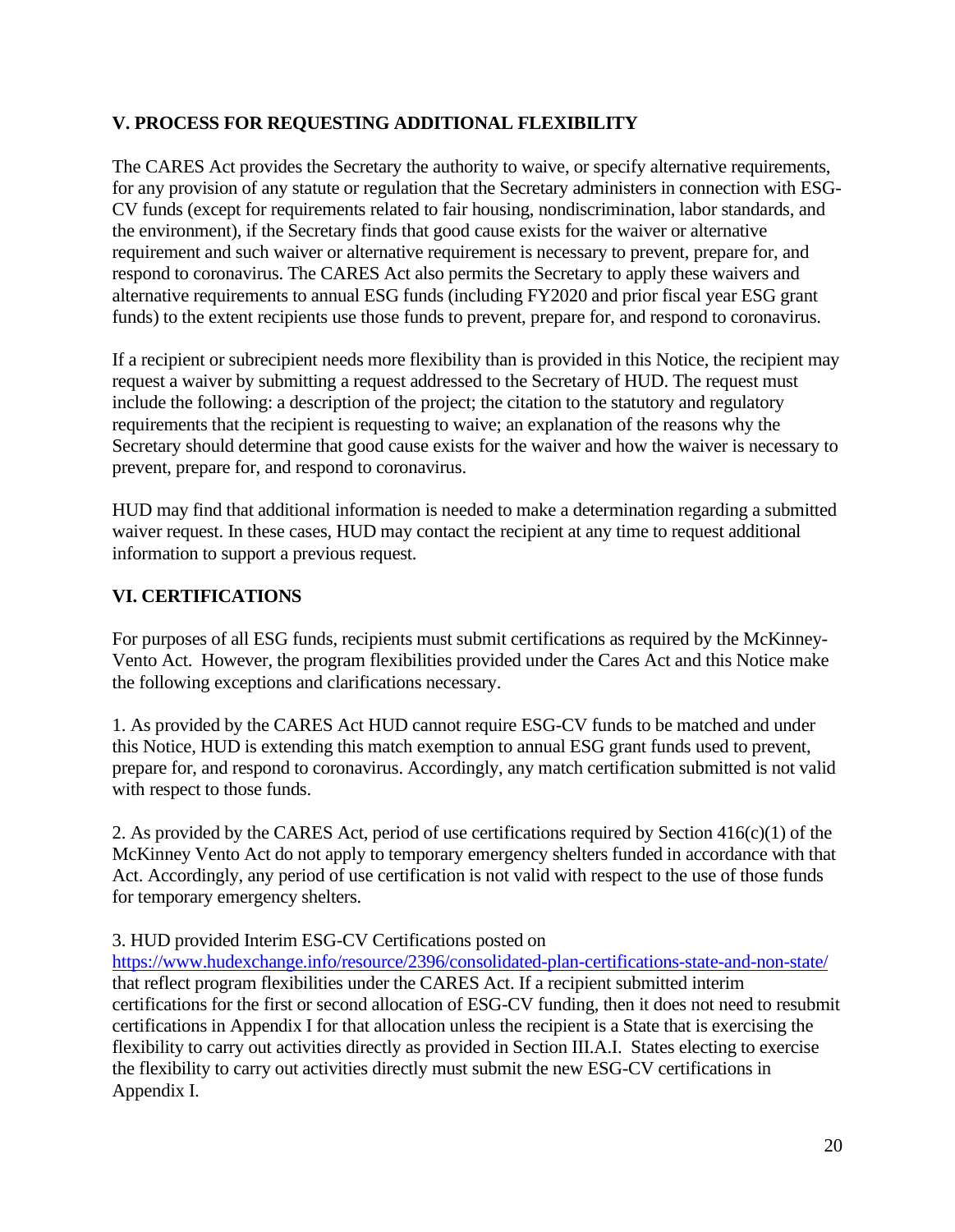## V. PROCESS FOR REQUESTING ADDITIONAL FLEXIBILITY

The CARES Act provides the Secretary the authority to waive, or specify alternative requirements, for any provision of any statute or regulation that the Secretary administers in connection with ESG-CV funds (except for requirements related to fair housing, nondiscrimination, labor standards, and the environment), if the Secretary finds that good cause exists for the waiver or alternative requirement and such waiver or alternative requirement is necessary to prevent, prepare for, and respond to coronavirus. The CARES Act also permits the Secretary to apply these waivers and alternative requirements to annual ESG funds (including FY2020 and prior fiscal year ESG grant funds) to the extent recipients use those funds to prevent, prepare for, and respond to coronavirus.

If a recipient or subrecipient needs more flexibility than is provided in this Notice, the recipient may request a waiver by submitting a request addressed to the Secretary of HUD. The request must include the following: a description of the project; the citation to the statutory and regulatory requirements that the recipient is requesting to waive; an explanation of the reasons why the Secretary should determine that good cause exists for the waiver and how the waiver is necessary to prevent, prepare for, and respond to coronavirus.

HUD may find that additional information is needed to make a determination regarding a submitted waiver request. In these cases, HUD may contact the recipient at any time to request additional information to support a previous request.

## VI. CERTIFICATIONS

For purposes of all ESG funds, recipients must submit certifications as required by the McKinney-Vento Act. However, the program flexibilities provided under the Cares Act and this Notice make the following exceptions and clarifications necessary.

1. As provided by the CARES Act HUD cannot require ESG-CV funds to be matched and under this Notice, HUD is extending this match exemption to annual ESG grant funds used to prevent, prepare for, and respond to coronavirus. Accordingly, any match certification submitted is not valid with respect to those funds.

2. As provided by the CARES Act, period of use certifications required by Section 416(c)(1) of the McKinney Vento Act do not apply to temporary emergency shelters funded in accordance with that Act. Accordingly, any period of use certification is not valid with respect to the use of those funds for temporary emergency shelters.

3. HUD provided Interim ESG-CV Certifications posted on https://www.hudexchange.info/resource/2396/consolidated-plan-certifications-state-and-non-state/ that reflect program flexibilities under the CARES Act. If a recipient submitted interim certifications for the first or second allocation of ESG-CV funding, then it does not need to resubmit certifications in Appendix I for that allocation unless the recipient is a State that is exercising the flexibility to carry out activities directly as provided in Section III.A.I. States electing to exercise the flexibility to carry out activities directly must submit the new ESG-CV certifications in Appendix I.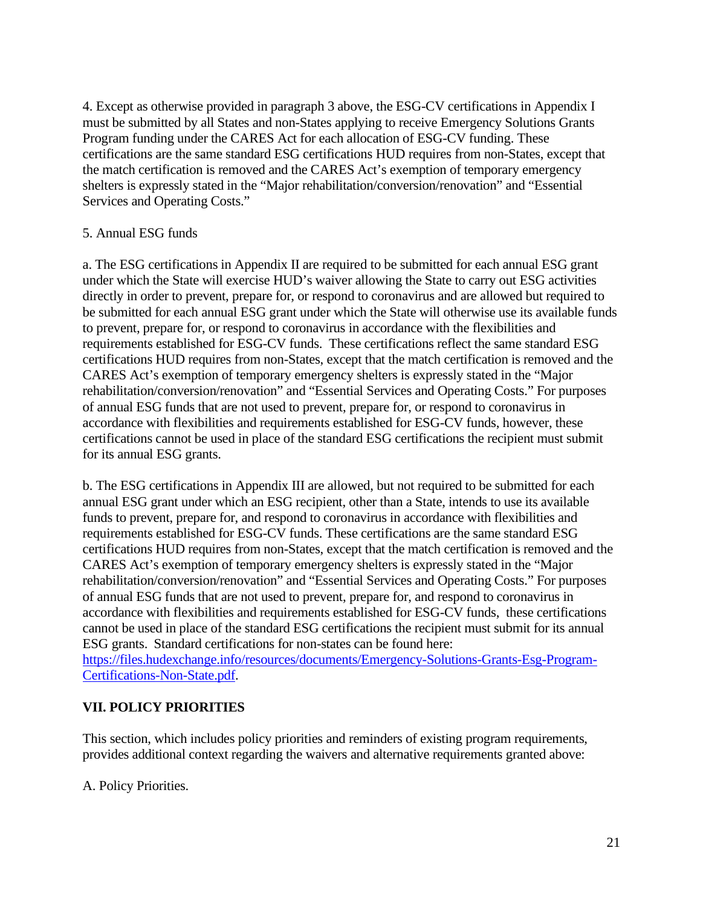4. Except as otherwise provided in paragraph 3 above, the ESG-CV certifications in Appendix I must be submitted by all States and non-States applying to receive Emergency Solutions Grants Program funding under the CARES Act for each allocation of ESG-CV funding. These certifications are the same standard ESG certifications HUD requires from non-States, except that the match certification is removed and the CARES Act's exemption of temporary emergency shelters is expressly stated in the "Major rehabilitation/conversion/renovation" and "Essential Services and Operating Costs."

5. Annual ESG funds

a. The ESG certifications in Appendix II are required to be submitted for each annual ESG grant under which the State will exercise HUD's waiver allowing the State to carry out ESG activities directly in order to prevent, prepare for, or respond to coronavirus and are allowed but required to be submitted for each annual ESG grant under which the State will otherwise use its available funds to prevent, prepare for, or respond to coronavirus in accordance with the flexibilities and requirements established for ESG-CV funds. These certifications reflect the same standard ESG certifications HUD requires from non-States, except that the match certification is removed and the CARES Act's exemption of temporary emergency shelters is expressly stated in the "Major rehabilitation/conversion/renovation" and "Essential Services and Operating Costs." For purposes of annual ESG funds that are not used to prevent, prepare for, or respond to coronavirus in accordance with flexibilities and requirements established for ESG-CV funds, however, these certifications cannot be used in place of the standard ESG certifications the recipient must submit for its annual ESG grants.

b. The ESG certifications in Appendix III are allowed, but not required to be submitted for each annual ESG grant under which an ESG recipient, other than a State, intends to use its available funds to prevent, prepare for, and respond to coronavirus in accordance with flexibilities and requirements established for ESG-CV funds. These certifications are the same standard ESG certifications HUD requires from non-States, except that the match certification is removed and the CARES Act's exemption of temporary emergency shelters is expressly stated in the "Major rehabilitation/conversion/renovation" and "Essential Services and Operating Costs." For purposes of annual ESG funds that are not used to prevent, prepare for, and respond to coronavirus in accordance with flexibilities and requirements established for ESG-CV funds, these certifications cannot be used in place of the standard ESG certifications the recipient must submit for its annual ESG grants. Standard certifications for non-states can be found here: [https://files.hudexchange.info/resources/documents/Emergency-Solutions-Grants-Esg-Program-Certifications-Non-State.pdf](https://files.hudexchange.info/resources/documents/Emergency-Solutions-Grants-Esg-Program-Certifications-Non-State.pdf).

## VII. POLICY PRIORITIES

This section, which includes policy priorities and reminders of existing program requirements, provides additional context regarding the waivers and alternative requirements granted above:

A. Policy Priorities.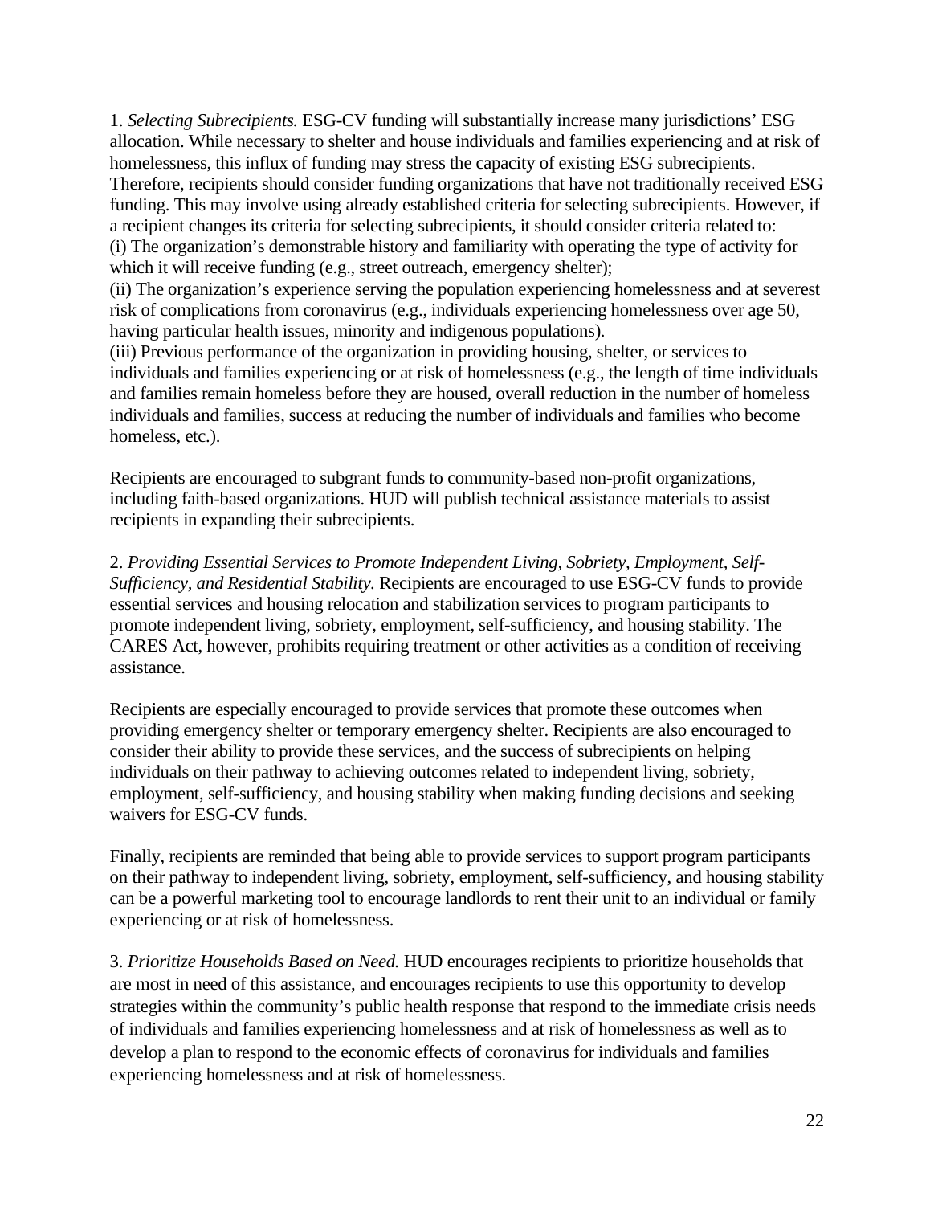1. *Selecting Subrecipients.* ESG-CV funding will substantially increase many jurisdictions' ESG allocation. While necessary to shelter and house individuals and families experiencing and at risk of homelessness, this influx of funding may stress the capacity of existing ESG subrecipients. Therefore, recipients should consider funding organizations that have not traditionally received ESG funding. This may involve using already established criteria for selecting subrecipients. However, if a recipient changes its criteria for selecting subrecipients, it should consider criteria related to:
(i) The organization's demonstrable history and familiarity with operating the type of activity for which it will receive funding (e.g., street outreach, emergency shelter);
(ii) The organization's experience serving the population experiencing homelessness and at severest risk of complications from coronavirus (e.g., individuals experiencing homelessness over age 50, having particular health issues, minority and indigenous populations).
(iii) Previous performance of the organization in providing housing, shelter, or services to individuals and families experiencing or at risk of homelessness (e.g., the length of time individuals and families remain homeless before they are housed, overall reduction in the number of homeless individuals and families, success at reducing the number of individuals and families who become homeless, etc.).

Recipients are encouraged to subgrant funds to community-based non-profit organizations, including faith-based organizations. HUD will publish technical assistance materials to assist recipients in expanding their subrecipients.

2. *Providing Essential Services to Promote Independent Living, Sobriety, Employment, Self-Sufficiency, and Residential Stability.* Recipients are encouraged to use ESG-CV funds to provide essential services and housing relocation and stabilization services to program participants to promote independent living, sobriety, employment, self-sufficiency, and housing stability. The CARES Act, however, prohibits requiring treatment or other activities as a condition of receiving assistance.

Recipients are especially encouraged to provide services that promote these outcomes when providing emergency shelter or temporary emergency shelter. Recipients are also encouraged to consider their ability to provide these services, and the success of subrecipients on helping individuals on their pathway to achieving outcomes related to independent living, sobriety, employment, self-sufficiency, and housing stability when making funding decisions and seeking waivers for ESG-CV funds.

Finally, recipients are reminded that being able to provide services to support program participants on their pathway to independent living, sobriety, employment, self-sufficiency, and housing stability can be a powerful marketing tool to encourage landlords to rent their unit to an individual or family experiencing or at risk of homelessness.

3. *Prioritize Households Based on Need.* HUD encourages recipients to prioritize households that are most in need of this assistance, and encourages recipients to use this opportunity to develop strategies within the community's public health response that respond to the immediate crisis needs of individuals and families experiencing homelessness and at risk of homelessness as well as to develop a plan to respond to the economic effects of coronavirus for individuals and families experiencing homelessness and at risk of homelessness.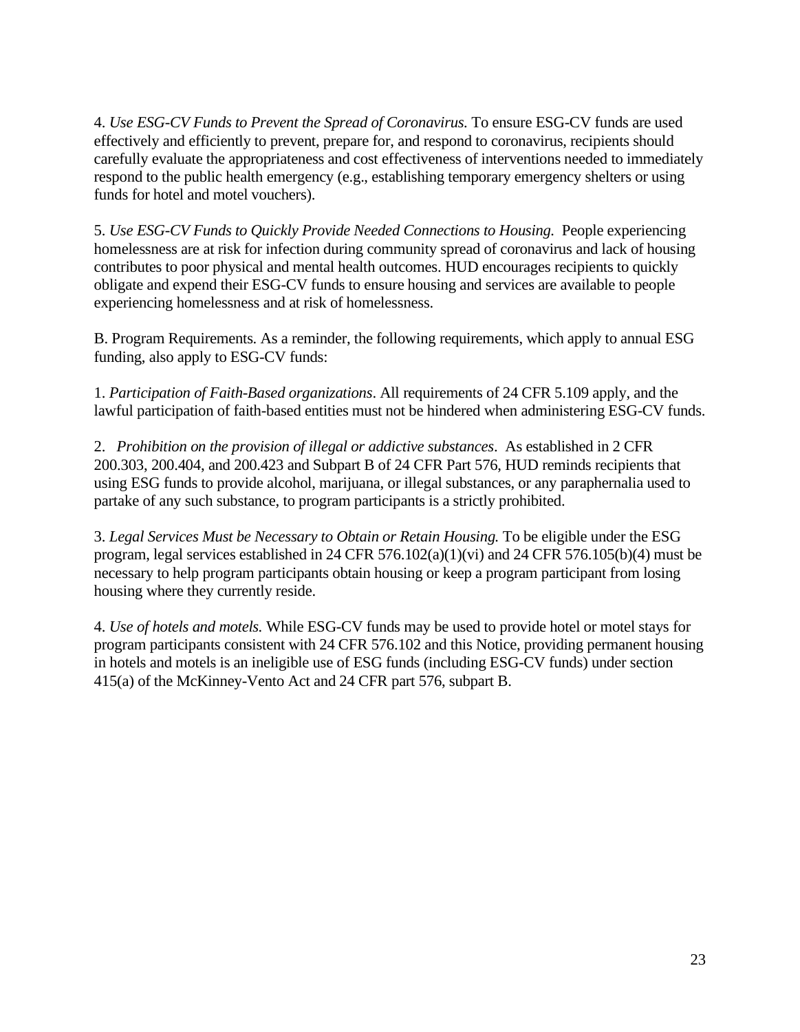4. *Use ESG-CV Funds to Prevent the Spread of Coronavirus.* To ensure ESG-CV funds are used effectively and efficiently to prevent, prepare for, and respond to coronavirus, recipients should carefully evaluate the appropriateness and cost effectiveness of interventions needed to immediately respond to the public health emergency (e.g., establishing temporary emergency shelters or using funds for hotel and motel vouchers).

5. *Use ESG-CV Funds to Quickly Provide Needed Connections to Housing.* People experiencing homelessness are at risk for infection during community spread of coronavirus and lack of housing contributes to poor physical and mental health outcomes. HUD encourages recipients to quickly obligate and expend their ESG-CV funds to ensure housing and services are available to people experiencing homelessness and at risk of homelessness.

B. Program Requirements. As a reminder, the following requirements, which apply to annual ESG funding, also apply to ESG-CV funds:

1. *Participation of Faith-Based organizations*. All requirements of 24 CFR 5.109 apply, and the lawful participation of faith-based entities must not be hindered when administering ESG-CV funds.

2. *Prohibition on the provision of illegal or addictive substances*. As established in 2 CFR 200.303, 200.404, and 200.423 and Subpart B of 24 CFR Part 576, HUD reminds recipients that using ESG funds to provide alcohol, marijuana, or illegal substances, or any paraphernalia used to partake of any such substance, to program participants is a strictly prohibited.

3. *Legal Services Must be Necessary to Obtain or Retain Housing.* To be eligible under the ESG program, legal services established in 24 CFR 576.102(a)(1)(vi) and 24 CFR 576.105(b)(4) must be necessary to help program participants obtain housing or keep a program participant from losing housing where they currently reside.

4. *Use of hotels and motels.* While ESG-CV funds may be used to provide hotel or motel stays for program participants consistent with 24 CFR 576.102 and this Notice, providing permanent housing in hotels and motels is an ineligible use of ESG funds (including ESG-CV funds) under section 415(a) of the McKinney-Vento Act and 24 CFR part 576, subpart B.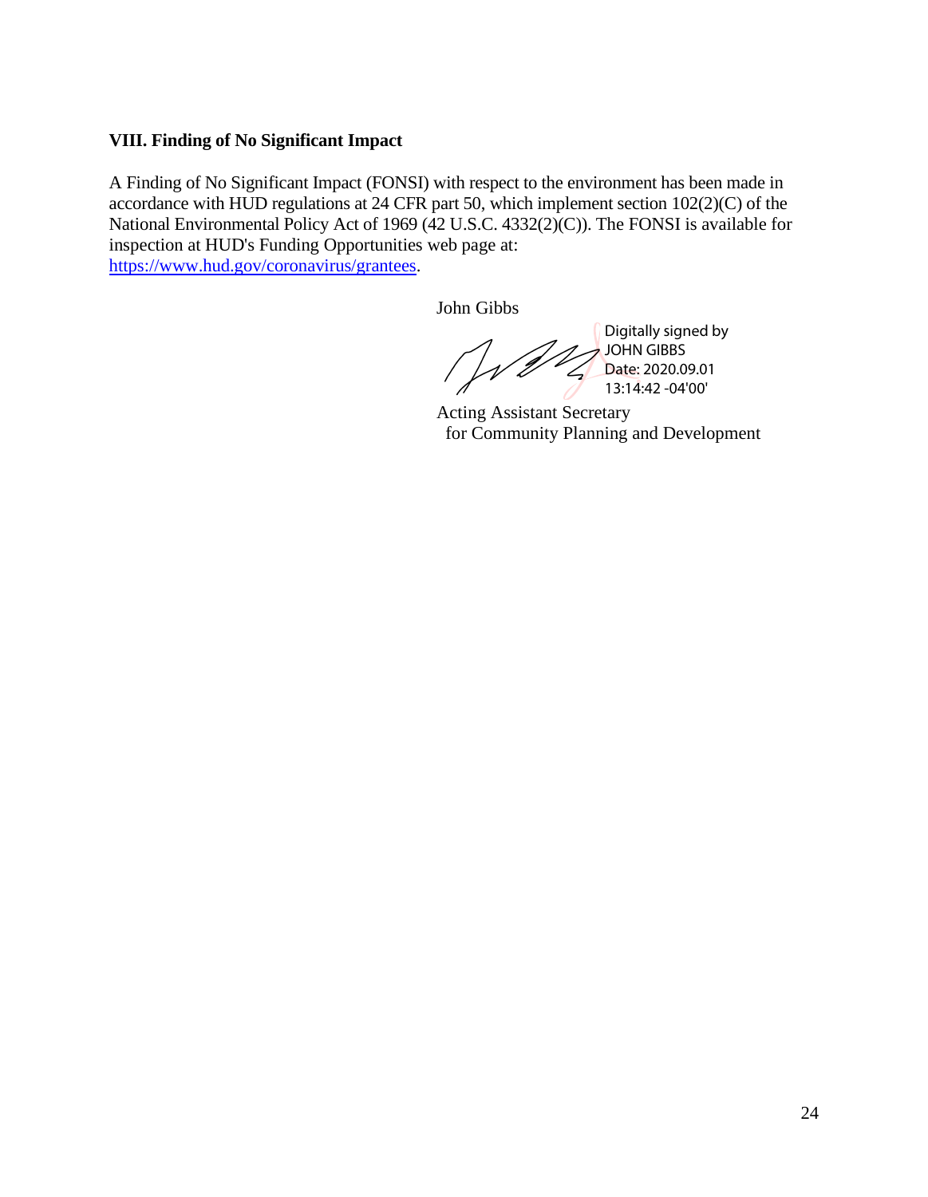### VIII. Finding of No Significant Impact

A Finding of No Significant Impact (FONSI) with respect to the environment has been made in accordance with HUD regulations at 24 CFR part 50, which implement section 102(2)(C) of the National Environmental Policy Act of 1969 (42 U.S.C. 4332(2)(C)). The FONSI is available for inspection at HUD's Funding Opportunities web page at: https://www.hud.gov/coronavirus/grantees.

John Gibbs

Digitally signed by JOHN GIBBS
Date: 2020.09.01 13:14:42 -04'00'

Acting Assistant Secretary
for Community Planning and Development